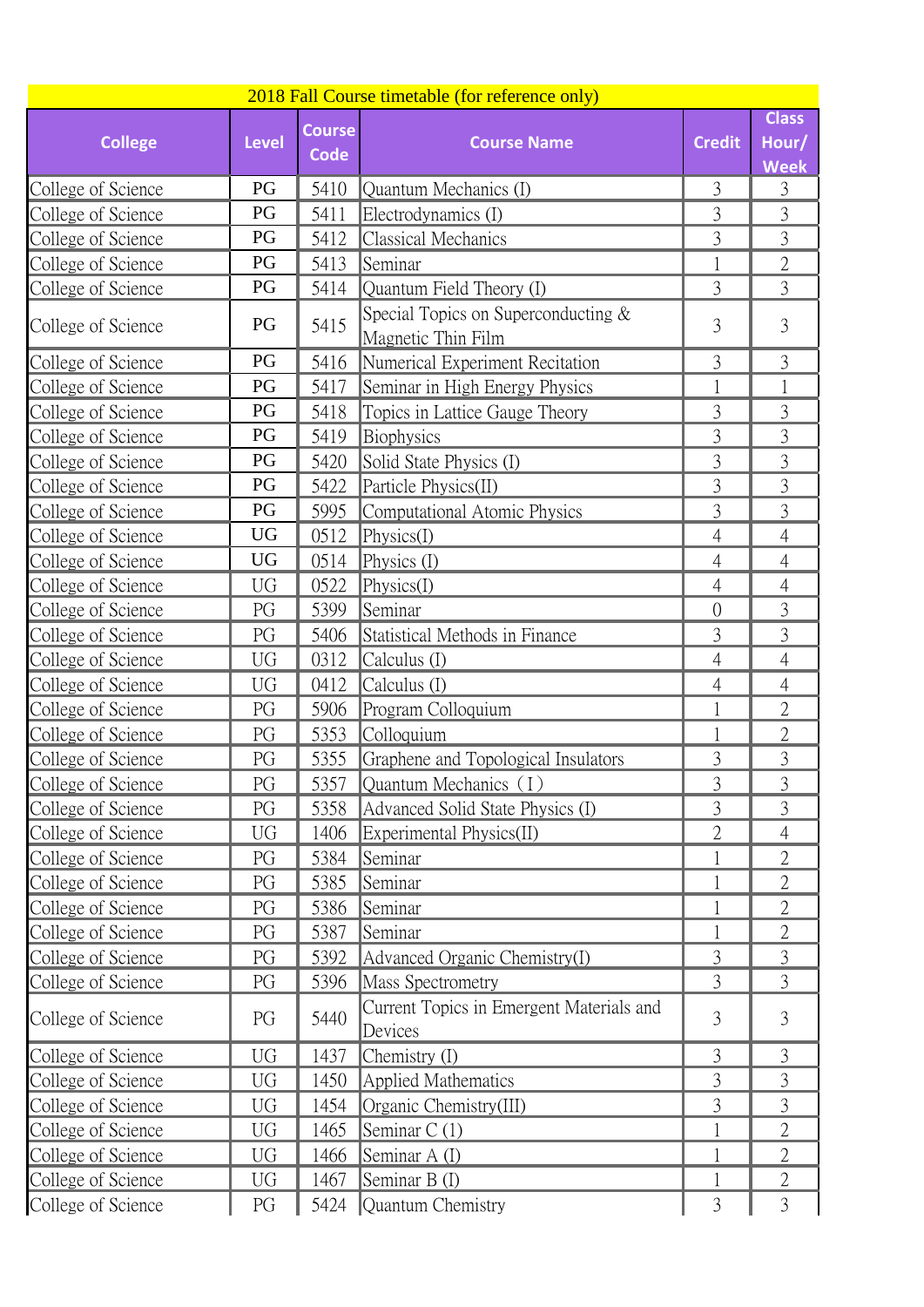| 2018 Fall Course timetable (for reference only) | | | | | |
|---|---|---|---|---|---|
| College | Level | Course Code | Course Name | Credit | Class Hour/ Week |
| College of Science | PG | 5410 | Quantum Mechanics (I) | 3 | 3 |
| College of Science | PG | 5411 | Electrodynamics (I) | 3 | 3 |
| College of Science | PG | 5412 | Classical Mechanics | 3 | 3 |
| College of Science | PG | 5413 | Seminar | 1 | 2 |
| College of Science | PG | 5414 | Quantum Field Theory (I) | 3 | 3 |
| College of Science | PG | 5415 | Special Topics on Superconducting & Magnetic Thin Film | 3 | 3 |
| College of Science | PG | 5416 | Numerical Experiment Recitation | 3 | 3 |
| College of Science | PG | 5417 | Seminar in High Energy Physics | 1 | 1 |
| College of Science | PG | 5418 | Topics in Lattice Gauge Theory | 3 | 3 |
| College of Science | PG | 5419 | Biophysics | 3 | 3 |
| College of Science | PG | 5420 | Solid State Physics (I) | 3 | 3 |
| College of Science | PG | 5422 | Particle Physics(II) | 3 | 3 |
| College of Science | PG | 5995 | Computational Atomic Physics | 3 | 3 |
| College of Science | UG | 0512 | Physics(I) | 4 | 4 |
| College of Science | UG | 0514 | Physics (I) | 4 | 4 |
| College of Science | UG | 0522 | Physics(I) | 4 | 4 |
| College of Science | PG | 5399 | Seminar | 0 | 3 |
| College of Science | PG | 5406 | Statistical Methods in Finance | 3 | 3 |
| College of Science | UG | 0312 | Calculus (I) | 4 | 4 |
| College of Science | UG | 0412 | Calculus (I) | 4 | 4 |
| College of Science | PG | 5906 | Program Colloquium | 1 | 2 |
| College of Science | PG | 5353 | Colloquium | 1 | 2 |
| College of Science | PG | 5355 | Graphene and Topological Insulators | 3 | 3 |
| College of Science | PG | 5357 | Quantum Mechanics（I） | 3 | 3 |
| College of Science | PG | 5358 | Advanced Solid State Physics (I) | 3 | 3 |
| College of Science | UG | 1406 | Experimental Physics(II) | 2 | 4 |
| College of Science | PG | 5384 | Seminar | 1 | 2 |
| College of Science | PG | 5385 | Seminar | 1 | 2 |
| College of Science | PG | 5386 | Seminar | 1 | 2 |
| College of Science | PG | 5387 | Seminar | 1 | 2 |
| College of Science | PG | 5392 | Advanced Organic Chemistry(I) | 3 | 3 |
| College of Science | PG | 5396 | Mass Spectrometry | 3 | 3 |
| College of Science | PG | 5440 | Current Topics in Emergent Materials and Devices | 3 | 3 |
| College of Science | UG | 1437 | Chemistry (I) | 3 | 3 |
| College of Science | UG | 1450 | Applied Mathematics | 3 | 3 |
| College of Science | UG | 1454 | Organic Chemistry(III) | 3 | 3 |
| College of Science | UG | 1465 | Seminar C (1) | 1 | 2 |
| College of Science | UG | 1466 | Seminar A (I) | 1 | 2 |
| College of Science | UG | 1467 | Seminar B (I) | 1 | 2 |
| College of Science | PG | 5424 | Quantum Chemistry | 3 | 3 |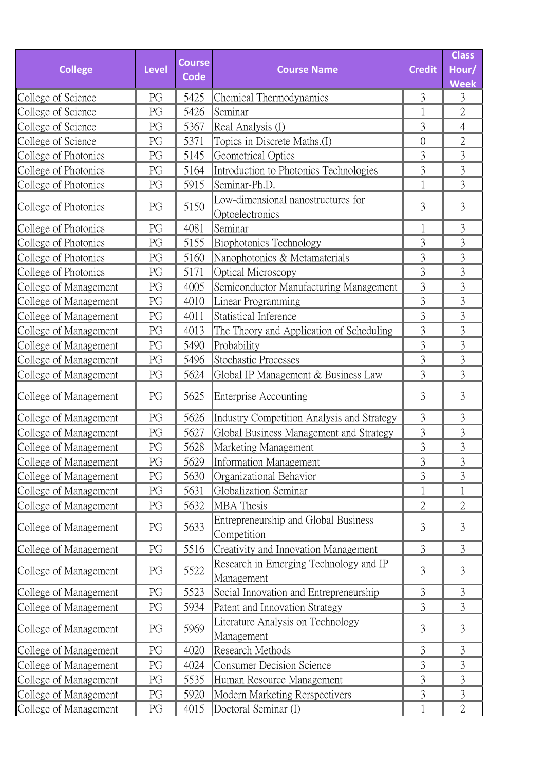| College | Level | Course Code | Course Name | Credit | Class Hour/ Week |
|---|---|---|---|---|---|
| College of Science | PG | 5425 | Chemical Thermodynamics | 3 | 3 |
| College of Science | PG | 5426 | Seminar | 1 | 2 |
| College of Science | PG | 5367 | Real Analysis (I) | 3 | 4 |
| College of Science | PG | 5371 | Topics in Discrete Maths.(I) | 0 | 2 |
| College of Photonics | PG | 5145 | Geometrical Optics | 3 | 3 |
| College of Photonics | PG | 5164 | Introduction to Photonics Technologies | 3 | 3 |
| College of Photonics | PG | 5915 | Seminar-Ph.D. | 1 | 3 |
| College of Photonics | PG | 5150 | Low-dimensional nanostructures for Optoelectronics | 3 | 3 |
| College of Photonics | PG | 4081 | Seminar | 1 | 3 |
| College of Photonics | PG | 5155 | Biophotonics Technology | 3 | 3 |
| College of Photonics | PG | 5160 | Nanophotonics & Metamaterials | 3 | 3 |
| College of Photonics | PG | 5171 | Optical Microscopy | 3 | 3 |
| College of Management | PG | 4005 | Semiconductor Manufacturing Management | 3 | 3 |
| College of Management | PG | 4010 | Linear Programming | 3 | 3 |
| College of Management | PG | 4011 | Statistical Inference | 3 | 3 |
| College of Management | PG | 4013 | The Theory and Application of Scheduling | 3 | 3 |
| College of Management | PG | 5490 | Probability | 3 | 3 |
| College of Management | PG | 5496 | Stochastic Processes | 3 | 3 |
| College of Management | PG | 5624 | Global IP Management & Business Law | 3 | 3 |
| College of Management | PG | 5625 | Enterprise Accounting | 3 | 3 |
| College of Management | PG | 5626 | Industry Competition Analysis and Strategy | 3 | 3 |
| College of Management | PG | 5627 | Global Business Management and Strategy | 3 | 3 |
| College of Management | PG | 5628 | Marketing Management | 3 | 3 |
| College of Management | PG | 5629 | Information Management | 3 | 3 |
| College of Management | PG | 5630 | Organizational Behavior | 3 | 3 |
| College of Management | PG | 5631 | Globalization Seminar | 1 | 1 |
| College of Management | PG | 5632 | MBA Thesis | 2 | 2 |
| College of Management | PG | 5633 | Entrepreneurship and Global Business Competition | 3 | 3 |
| College of Management | PG | 5516 | Creativity and Innovation Management | 3 | 3 |
| College of Management | PG | 5522 | Research in Emerging Technology and IP Management | 3 | 3 |
| College of Management | PG | 5523 | Social Innovation and Entrepreneurship | 3 | 3 |
| College of Management | PG | 5934 | Patent and Innovation Strategy | 3 | 3 |
| College of Management | PG | 5969 | Literature Analysis on Technology Management | 3 | 3 |
| College of Management | PG | 4020 | Research Methods | 3 | 3 |
| College of Management | PG | 4024 | Consumer Decision Science | 3 | 3 |
| College of Management | PG | 5535 | Human Resource Management | 3 | 3 |
| College of Management | PG | 5920 | Modern Marketing Rerspectivers | 3 | 3 |
| College of Management | PG | 4015 | Doctoral Seminar (I) | 1 | 2 |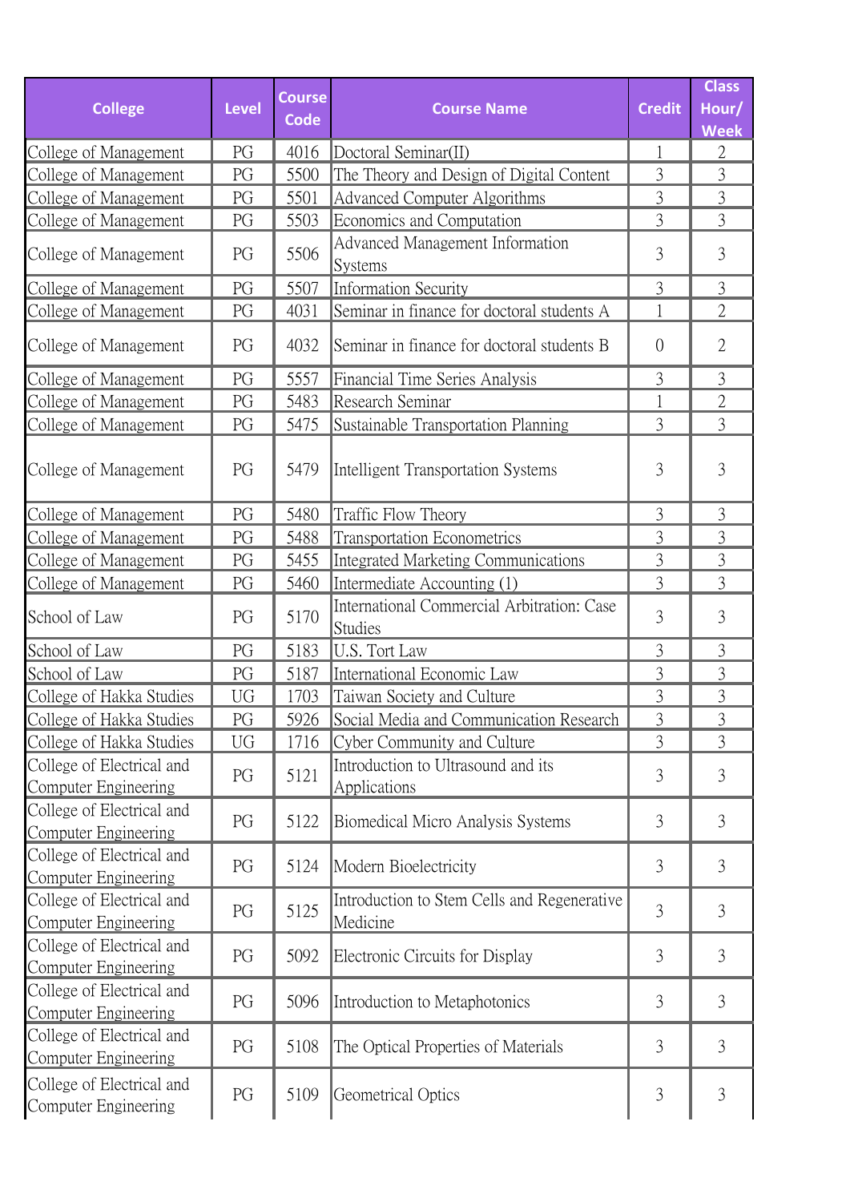| College | Level | Course Code | Course Name | Credit | Class Hour/ Week |
|---|---|---|---|---|---|
| College of Management | PG | 4016 | Doctoral Seminar(II) | 1 | 2 |
| College of Management | PG | 5500 | The Theory and Design of Digital Content | 3 | 3 |
| College of Management | PG | 5501 | Advanced Computer Algorithms | 3 | 3 |
| College of Management | PG | 5503 | Economics and Computation | 3 | 3 |
| College of Management | PG | 5506 | Advanced Management Information Systems | 3 | 3 |
| College of Management | PG | 5507 | Information Security | 3 | 3 |
| College of Management | PG | 4031 | Seminar in finance for doctoral students A | 1 | 2 |
| College of Management | PG | 4032 | Seminar in finance for doctoral students B | 0 | 2 |
| College of Management | PG | 5557 | Financial Time Series Analysis | 3 | 3 |
| College of Management | PG | 5483 | Research Seminar | 1 | 2 |
| College of Management | PG | 5475 | Sustainable Transportation Planning | 3 | 3 |
| College of Management | PG | 5479 | Intelligent Transportation Systems | 3 | 3 |
| College of Management | PG | 5480 | Traffic Flow Theory | 3 | 3 |
| College of Management | PG | 5488 | Transportation Econometrics | 3 | 3 |
| College of Management | PG | 5455 | Integrated Marketing Communications | 3 | 3 |
| College of Management | PG | 5460 | Intermediate Accounting (1) | 3 | 3 |
| School of Law | PG | 5170 | International Commercial Arbitration: Case Studies | 3 | 3 |
| School of Law | PG | 5183 | U.S. Tort Law | 3 | 3 |
| School of Law | PG | 5187 | International Economic Law | 3 | 3 |
| College of Hakka Studies | UG | 1703 | Taiwan Society and Culture | 3 | 3 |
| College of Hakka Studies | PG | 5926 | Social Media and Communication Research | 3 | 3 |
| College of Hakka Studies | UG | 1716 | Cyber Community and Culture | 3 | 3 |
| College of Electrical and Computer Engineering | PG | 5121 | Introduction to Ultrasound and its Applications | 3 | 3 |
| College of Electrical and Computer Engineering | PG | 5122 | Biomedical Micro Analysis Systems | 3 | 3 |
| College of Electrical and Computer Engineering | PG | 5124 | Modern Bioelectricity | 3 | 3 |
| College of Electrical and Computer Engineering | PG | 5125 | Introduction to Stem Cells and Regenerative Medicine | 3 | 3 |
| College of Electrical and Computer Engineering | PG | 5092 | Electronic Circuits for Display | 3 | 3 |
| College of Electrical and Computer Engineering | PG | 5096 | Introduction to Metaphotonics | 3 | 3 |
| College of Electrical and Computer Engineering | PG | 5108 | The Optical Properties of Materials | 3 | 3 |
| College of Electrical and Computer Engineering | PG | 5109 | Geometrical Optics | 3 | 3 |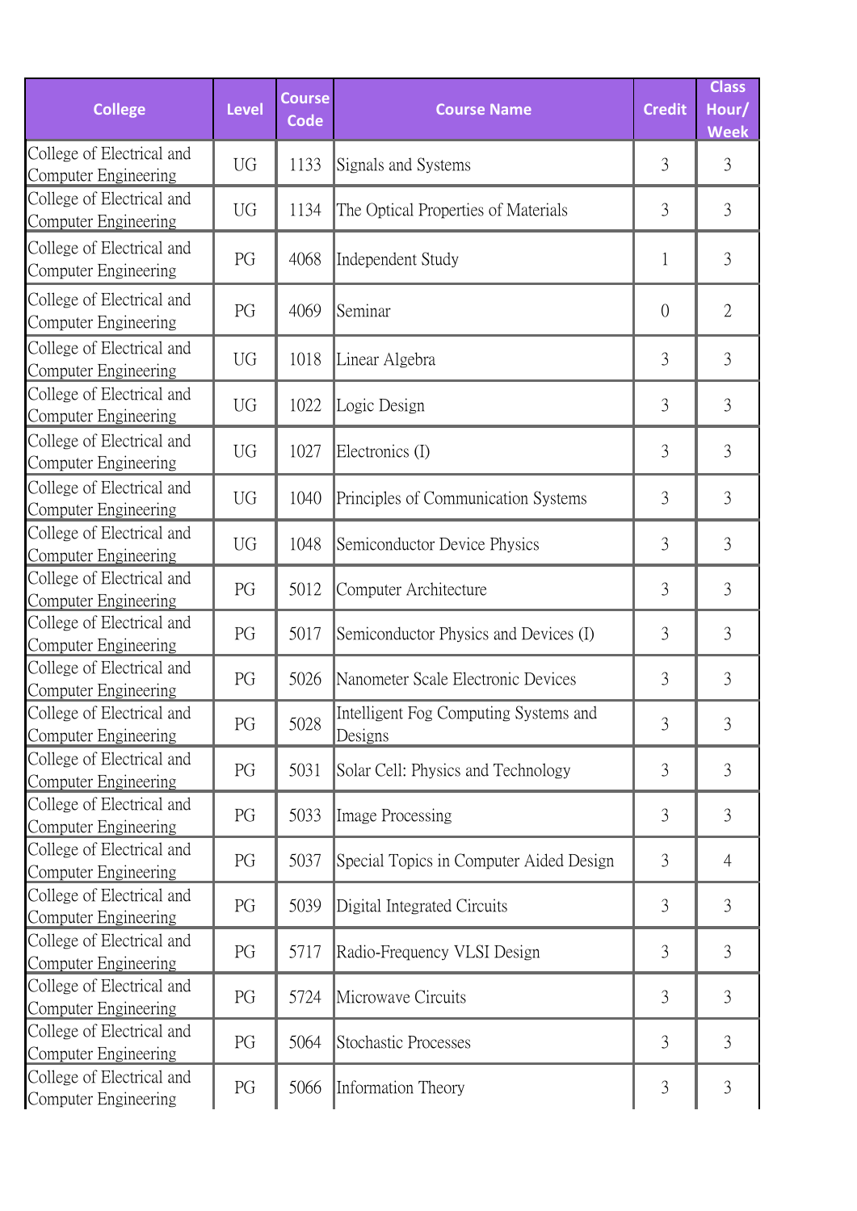| College | Level | Course Code | Course Name | Credit | Class Hour/ Week |
| --- | --- | --- | --- | --- | --- |
| College of Electrical and Computer Engineering | UG | 1133 | Signals and Systems | 3 | 3 |
| College of Electrical and Computer Engineering | UG | 1134 | The Optical Properties of Materials | 3 | 3 |
| College of Electrical and Computer Engineering | PG | 4068 | Independent Study | 1 | 3 |
| College of Electrical and Computer Engineering | PG | 4069 | Seminar | 0 | 2 |
| College of Electrical and Computer Engineering | UG | 1018 | Linear Algebra | 3 | 3 |
| College of Electrical and Computer Engineering | UG | 1022 | Logic Design | 3 | 3 |
| College of Electrical and Computer Engineering | UG | 1027 | Electronics (I) | 3 | 3 |
| College of Electrical and Computer Engineering | UG | 1040 | Principles of Communication Systems | 3 | 3 |
| College of Electrical and Computer Engineering | UG | 1048 | Semiconductor Device Physics | 3 | 3 |
| College of Electrical and Computer Engineering | PG | 5012 | Computer Architecture | 3 | 3 |
| College of Electrical and Computer Engineering | PG | 5017 | Semiconductor Physics and Devices (I) | 3 | 3 |
| College of Electrical and Computer Engineering | PG | 5026 | Nanometer Scale Electronic Devices | 3 | 3 |
| College of Electrical and Computer Engineering | PG | 5028 | Intelligent Fog Computing Systems and Designs | 3 | 3 |
| College of Electrical and Computer Engineering | PG | 5031 | Solar Cell: Physics and Technology | 3 | 3 |
| College of Electrical and Computer Engineering | PG | 5033 | Image Processing | 3 | 3 |
| College of Electrical and Computer Engineering | PG | 5037 | Special Topics in Computer Aided Design | 3 | 4 |
| College of Electrical and Computer Engineering | PG | 5039 | Digital Integrated Circuits | 3 | 3 |
| College of Electrical and Computer Engineering | PG | 5717 | Radio-Frequency VLSI Design | 3 | 3 |
| College of Electrical and Computer Engineering | PG | 5724 | Microwave Circuits | 3 | 3 |
| College of Electrical and Computer Engineering | PG | 5064 | Stochastic Processes | 3 | 3 |
| College of Electrical and Computer Engineering | PG | 5066 | Information Theory | 3 | 3 |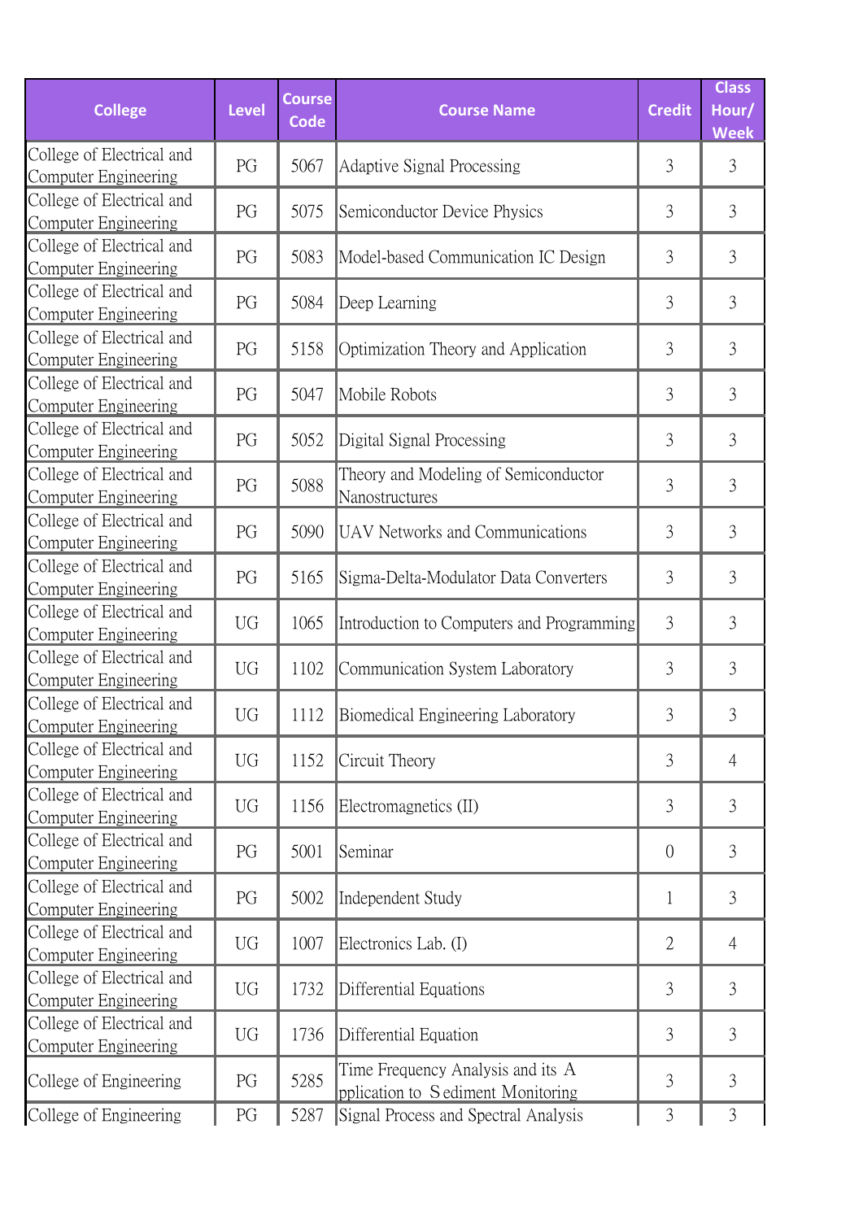| College | Level | Course Code | Course Name | Credit | Class Hour/ Week |
|---|---|---|---|---|---|
| College of Electrical and Computer Engineering | PG | 5067 | Adaptive Signal Processing | 3 | 3 |
| College of Electrical and Computer Engineering | PG | 5075 | Semiconductor Device Physics | 3 | 3 |
| College of Electrical and Computer Engineering | PG | 5083 | Model-based Communication IC Design | 3 | 3 |
| College of Electrical and Computer Engineering | PG | 5084 | Deep Learning | 3 | 3 |
| College of Electrical and Computer Engineering | PG | 5158 | Optimization Theory and Application | 3 | 3 |
| College of Electrical and Computer Engineering | PG | 5047 | Mobile Robots | 3 | 3 |
| College of Electrical and Computer Engineering | PG | 5052 | Digital Signal Processing | 3 | 3 |
| College of Electrical and Computer Engineering | PG | 5088 | Theory and Modeling of Semiconductor Nanostructures | 3 | 3 |
| College of Electrical and Computer Engineering | PG | 5090 | UAV Networks and Communications | 3 | 3 |
| College of Electrical and Computer Engineering | PG | 5165 | Sigma-Delta-Modulator Data Converters | 3 | 3 |
| College of Electrical and Computer Engineering | UG | 1065 | Introduction to Computers and Programming | 3 | 3 |
| College of Electrical and Computer Engineering | UG | 1102 | Communication System Laboratory | 3 | 3 |
| College of Electrical and Computer Engineering | UG | 1112 | Biomedical Engineering Laboratory | 3 | 3 |
| College of Electrical and Computer Engineering | UG | 1152 | Circuit Theory | 3 | 4 |
| College of Electrical and Computer Engineering | UG | 1156 | Electromagnetics (II) | 3 | 3 |
| College of Electrical and Computer Engineering | PG | 5001 | Seminar | 0 | 3 |
| College of Electrical and Computer Engineering | PG | 5002 | Independent Study | 1 | 3 |
| College of Electrical and Computer Engineering | UG | 1007 | Electronics Lab. (I) | 2 | 4 |
| College of Electrical and Computer Engineering | UG | 1732 | Differential Equations | 3 | 3 |
| College of Electrical and Computer Engineering | UG | 1736 | Differential Equation | 3 | 3 |
| College of Engineering | PG | 5285 | Time Frequency Analysis and its A pplication to S ediment Monitoring | 3 | 3 |
| College of Engineering | PG | 5287 | Signal Process and Spectral Analysis | 3 | 3 |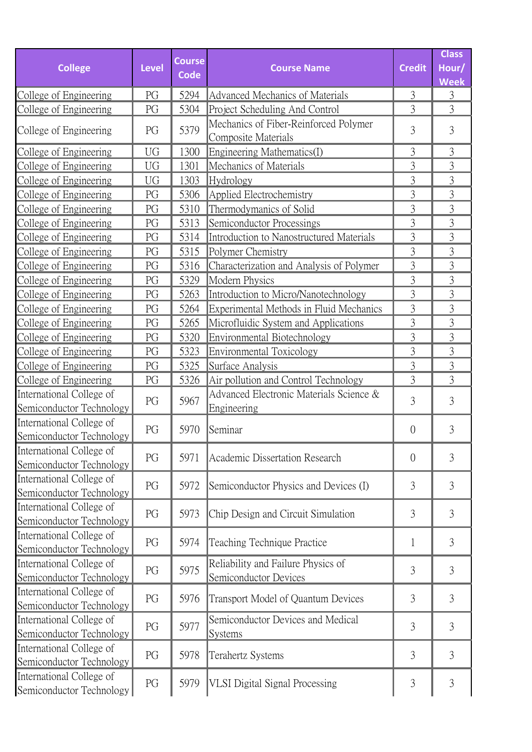| College | Level | Course Code | Course Name | Credit | Class Hour/ Week |
|---|---|---|---|---|---|
| College of Engineering | PG | 5294 | Advanced Mechanics of Materials | 3 | 3 |
| College of Engineering | PG | 5304 | Project Scheduling And Control | 3 | 3 |
| College of Engineering | PG | 5379 | Mechanics of Fiber-Reinforced Polymer Composite Materials | 3 | 3 |
| College of Engineering | UG | 1300 | Engineering Mathematics(I) | 3 | 3 |
| College of Engineering | UG | 1301 | Mechanics of Materials | 3 | 3 |
| College of Engineering | UG | 1303 | Hydrology | 3 | 3 |
| College of Engineering | PG | 5306 | Applied Electrochemistry | 3 | 3 |
| College of Engineering | PG | 5310 | Thermodynamics of Solid | 3 | 3 |
| College of Engineering | PG | 5313 | Semiconductor Processings | 3 | 3 |
| College of Engineering | PG | 5314 | Introduction to Nanostructured Materials | 3 | 3 |
| College of Engineering | PG | 5315 | Polymer Chemistry | 3 | 3 |
| College of Engineering | PG | 5316 | Characterization and Analysis of Polymer | 3 | 3 |
| College of Engineering | PG | 5329 | Modern Physics | 3 | 3 |
| College of Engineering | PG | 5263 | Introduction to Micro/Nanotechnology | 3 | 3 |
| College of Engineering | PG | 5264 | Experimental Methods in Fluid Mechanics | 3 | 3 |
| College of Engineering | PG | 5265 | Microfluidic System and Applications | 3 | 3 |
| College of Engineering | PG | 5320 | Environmental Biotechnology | 3 | 3 |
| College of Engineering | PG | 5323 | Environmental Toxicology | 3 | 3 |
| College of Engineering | PG | 5325 | Surface Analysis | 3 | 3 |
| College of Engineering | PG | 5326 | Air pollution and Control Technology | 3 | 3 |
| International College of Semiconductor Technology | PG | 5967 | Advanced Electronic Materials Science & Engineering | 3 | 3 |
| International College of Semiconductor Technology | PG | 5970 | Seminar | 0 | 3 |
| International College of Semiconductor Technology | PG | 5971 | Academic Dissertation Research | 0 | 3 |
| International College of Semiconductor Technology | PG | 5972 | Semiconductor Physics and Devices (I) | 3 | 3 |
| International College of Semiconductor Technology | PG | 5973 | Chip Design and Circuit Simulation | 3 | 3 |
| International College of Semiconductor Technology | PG | 5974 | Teaching Technique Practice | 1 | 3 |
| International College of Semiconductor Technology | PG | 5975 | Reliability and Failure Physics of Semiconductor Devices | 3 | 3 |
| International College of Semiconductor Technology | PG | 5976 | Transport Model of Quantum Devices | 3 | 3 |
| International College of Semiconductor Technology | PG | 5977 | Semiconductor Devices and Medical Systems | 3 | 3 |
| International College of Semiconductor Technology | PG | 5978 | Terahertz Systems | 3 | 3 |
| International College of Semiconductor Technology | PG | 5979 | VLSI Digital Signal Processing | 3 | 3 |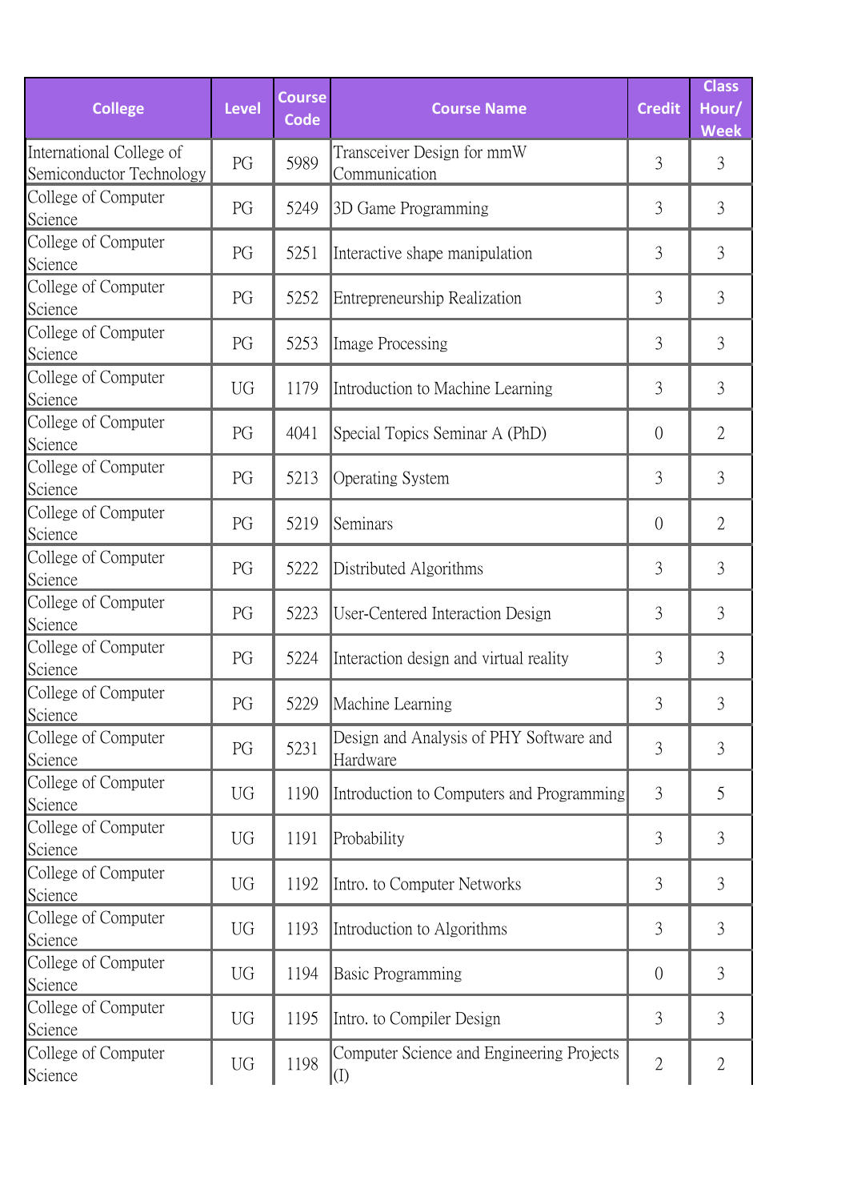| College | Level | Course Code | Course Name | Credit | Class Hour/ Week |
|---|---|---|---|---|---|
| International College of Semiconductor Technology | PG | 5989 | Transceiver Design for mmW Communication | 3 | 3 |
| College of Computer Science | PG | 5249 | 3D Game Programming | 3 | 3 |
| College of Computer Science | PG | 5251 | Interactive shape manipulation | 3 | 3 |
| College of Computer Science | PG | 5252 | Entrepreneurship Realization | 3 | 3 |
| College of Computer Science | PG | 5253 | Image Processing | 3 | 3 |
| College of Computer Science | UG | 1179 | Introduction to Machine Learning | 3 | 3 |
| College of Computer Science | PG | 4041 | Special Topics Seminar A (PhD) | 0 | 2 |
| College of Computer Science | PG | 5213 | Operating System | 3 | 3 |
| College of Computer Science | PG | 5219 | Seminars | 0 | 2 |
| College of Computer Science | PG | 5222 | Distributed Algorithms | 3 | 3 |
| College of Computer Science | PG | 5223 | User-Centered Interaction Design | 3 | 3 |
| College of Computer Science | PG | 5224 | Interaction design and virtual reality | 3 | 3 |
| College of Computer Science | PG | 5229 | Machine Learning | 3 | 3 |
| College of Computer Science | PG | 5231 | Design and Analysis of PHY Software and Hardware | 3 | 3 |
| College of Computer Science | UG | 1190 | Introduction to Computers and Programming | 3 | 5 |
| College of Computer Science | UG | 1191 | Probability | 3 | 3 |
| College of Computer Science | UG | 1192 | Intro. to Computer Networks | 3 | 3 |
| College of Computer Science | UG | 1193 | Introduction to Algorithms | 3 | 3 |
| College of Computer Science | UG | 1194 | Basic Programming | 0 | 3 |
| College of Computer Science | UG | 1195 | Intro. to Compiler Design | 3 | 3 |
| College of Computer Science | UG | 1198 | Computer Science and Engineering Projects (I) | 2 | 2 |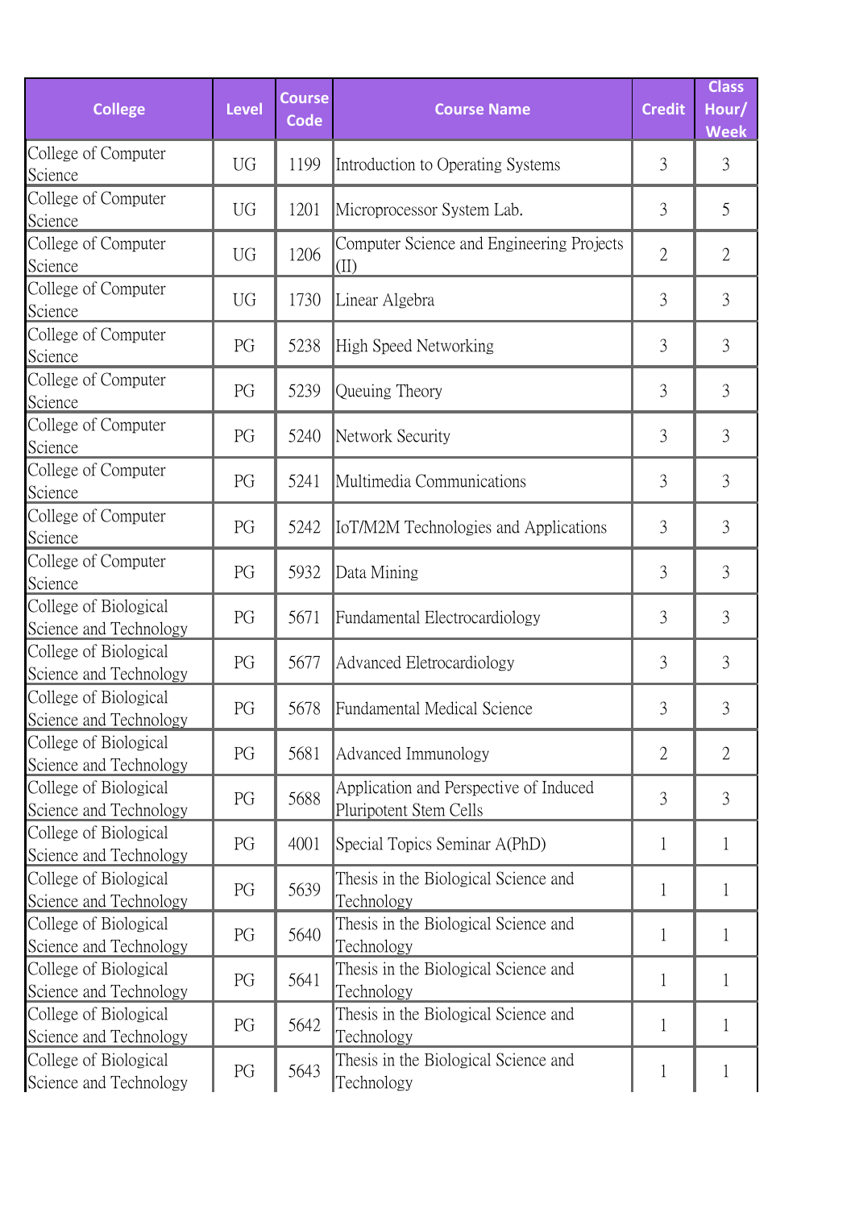| College | Level | Course Code | Course Name | Credit | Class Hour/ Week |
|---|---|---|---|---|---|
| College of Computer Science | UG | 1199 | Introduction to Operating Systems | 3 | 3 |
| College of Computer Science | UG | 1201 | Microprocessor System Lab. | 3 | 5 |
| College of Computer Science | UG | 1206 | Computer Science and Engineering Projects (II) | 2 | 2 |
| College of Computer Science | UG | 1730 | Linear Algebra | 3 | 3 |
| College of Computer Science | PG | 5238 | High Speed Networking | 3 | 3 |
| College of Computer Science | PG | 5239 | Queuing Theory | 3 | 3 |
| College of Computer Science | PG | 5240 | Network Security | 3 | 3 |
| College of Computer Science | PG | 5241 | Multimedia Communications | 3 | 3 |
| College of Computer Science | PG | 5242 | IoT/M2M Technologies and Applications | 3 | 3 |
| College of Computer Science | PG | 5932 | Data Mining | 3 | 3 |
| College of Biological Science and Technology | PG | 5671 | Fundamental Electrocardiology | 3 | 3 |
| College of Biological Science and Technology | PG | 5677 | Advanced Eletrocardiology | 3 | 3 |
| College of Biological Science and Technology | PG | 5678 | Fundamental Medical Science | 3 | 3 |
| College of Biological Science and Technology | PG | 5681 | Advanced Immunology | 2 | 2 |
| College of Biological Science and Technology | PG | 5688 | Application and Perspective of Induced Pluripotent Stem Cells | 3 | 3 |
| College of Biological Science and Technology | PG | 4001 | Special Topics Seminar A(PhD) | 1 | 1 |
| College of Biological Science and Technology | PG | 5639 | Thesis in the Biological Science and Technology | 1 | 1 |
| College of Biological Science and Technology | PG | 5640 | Thesis in the Biological Science and Technology | 1 | 1 |
| College of Biological Science and Technology | PG | 5641 | Thesis in the Biological Science and Technology | 1 | 1 |
| College of Biological Science and Technology | PG | 5642 | Thesis in the Biological Science and Technology | 1 | 1 |
| College of Biological Science and Technology | PG | 5643 | Thesis in the Biological Science and Technology | 1 | 1 |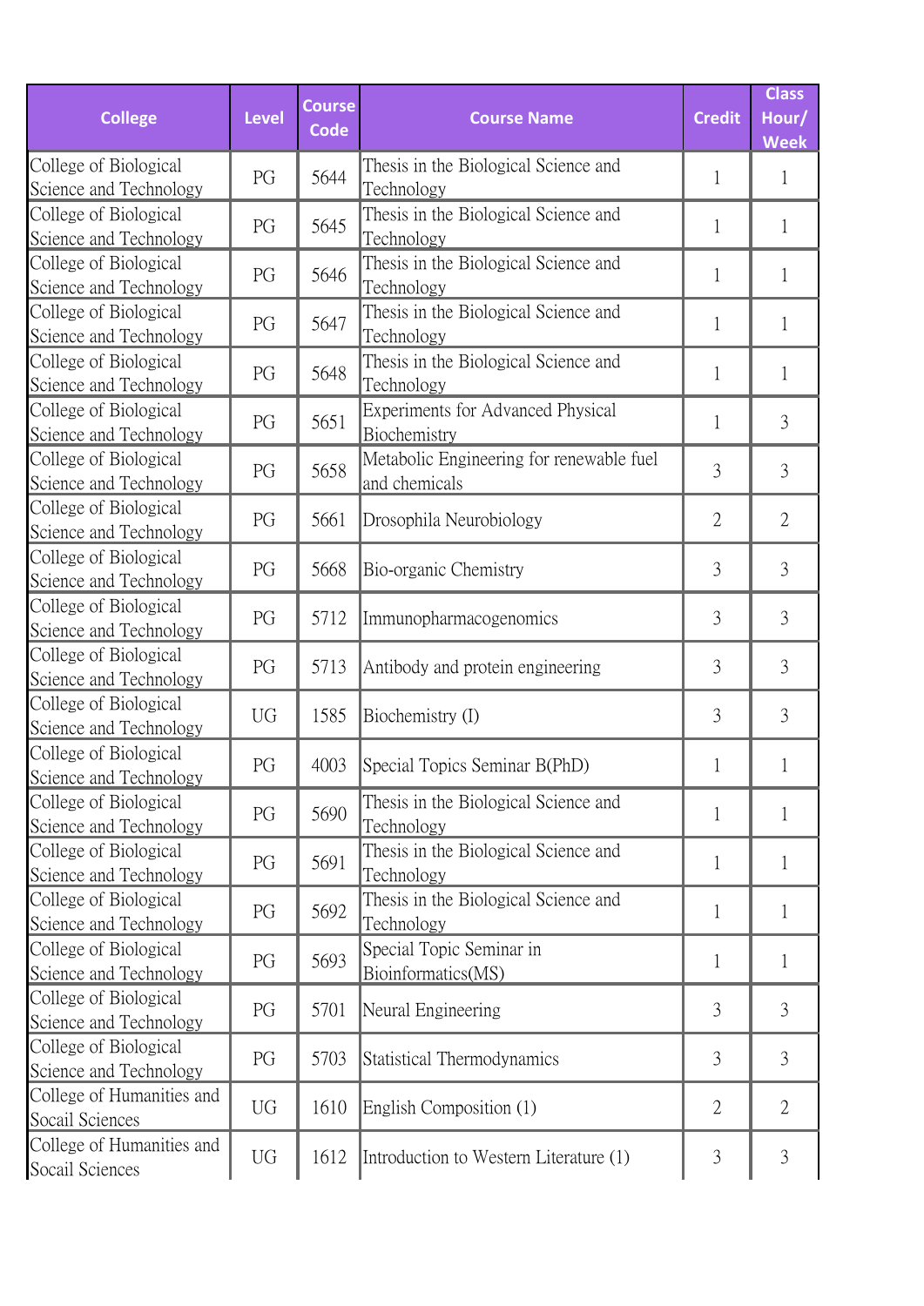| College | Level | Course Code | Course Name | Credit | Class Hour/ Week |
|---|---|---|---|---|---|
| College of Biological Science and Technology | PG | 5644 | Thesis in the Biological Science and Technology | 1 | 1 |
| College of Biological Science and Technology | PG | 5645 | Thesis in the Biological Science and Technology | 1 | 1 |
| College of Biological Science and Technology | PG | 5646 | Thesis in the Biological Science and Technology | 1 | 1 |
| College of Biological Science and Technology | PG | 5647 | Thesis in the Biological Science and Technology | 1 | 1 |
| College of Biological Science and Technology | PG | 5648 | Thesis in the Biological Science and Technology | 1 | 1 |
| College of Biological Science and Technology | PG | 5651 | Experiments for Advanced Physical Biochemistry | 1 | 3 |
| College of Biological Science and Technology | PG | 5658 | Metabolic Engineering for renewable fuel and chemicals | 3 | 3 |
| College of Biological Science and Technology | PG | 5661 | Drosophila Neurobiology | 2 | 2 |
| College of Biological Science and Technology | PG | 5668 | Bio-organic Chemistry | 3 | 3 |
| College of Biological Science and Technology | PG | 5712 | Immunopharmacogenomics | 3 | 3 |
| College of Biological Science and Technology | PG | 5713 | Antibody and protein engineering | 3 | 3 |
| College of Biological Science and Technology | UG | 1585 | Biochemistry (I) | 3 | 3 |
| College of Biological Science and Technology | PG | 4003 | Special Topics Seminar B(PhD) | 1 | 1 |
| College of Biological Science and Technology | PG | 5690 | Thesis in the Biological Science and Technology | 1 | 1 |
| College of Biological Science and Technology | PG | 5691 | Thesis in the Biological Science and Technology | 1 | 1 |
| College of Biological Science and Technology | PG | 5692 | Thesis in the Biological Science and Technology | 1 | 1 |
| College of Biological Science and Technology | PG | 5693 | Special Topic Seminar in Bioinformatics(MS) | 1 | 1 |
| College of Biological Science and Technology | PG | 5701 | Neural Engineering | 3 | 3 |
| College of Biological Science and Technology | PG | 5703 | Statistical Thermodynamics | 3 | 3 |
| College of Humanities and Socail Sciences | UG | 1610 | English Composition (1) | 2 | 2 |
| College of Humanities and Socail Sciences | UG | 1612 | Introduction to Western Literature (1) | 3 | 3 |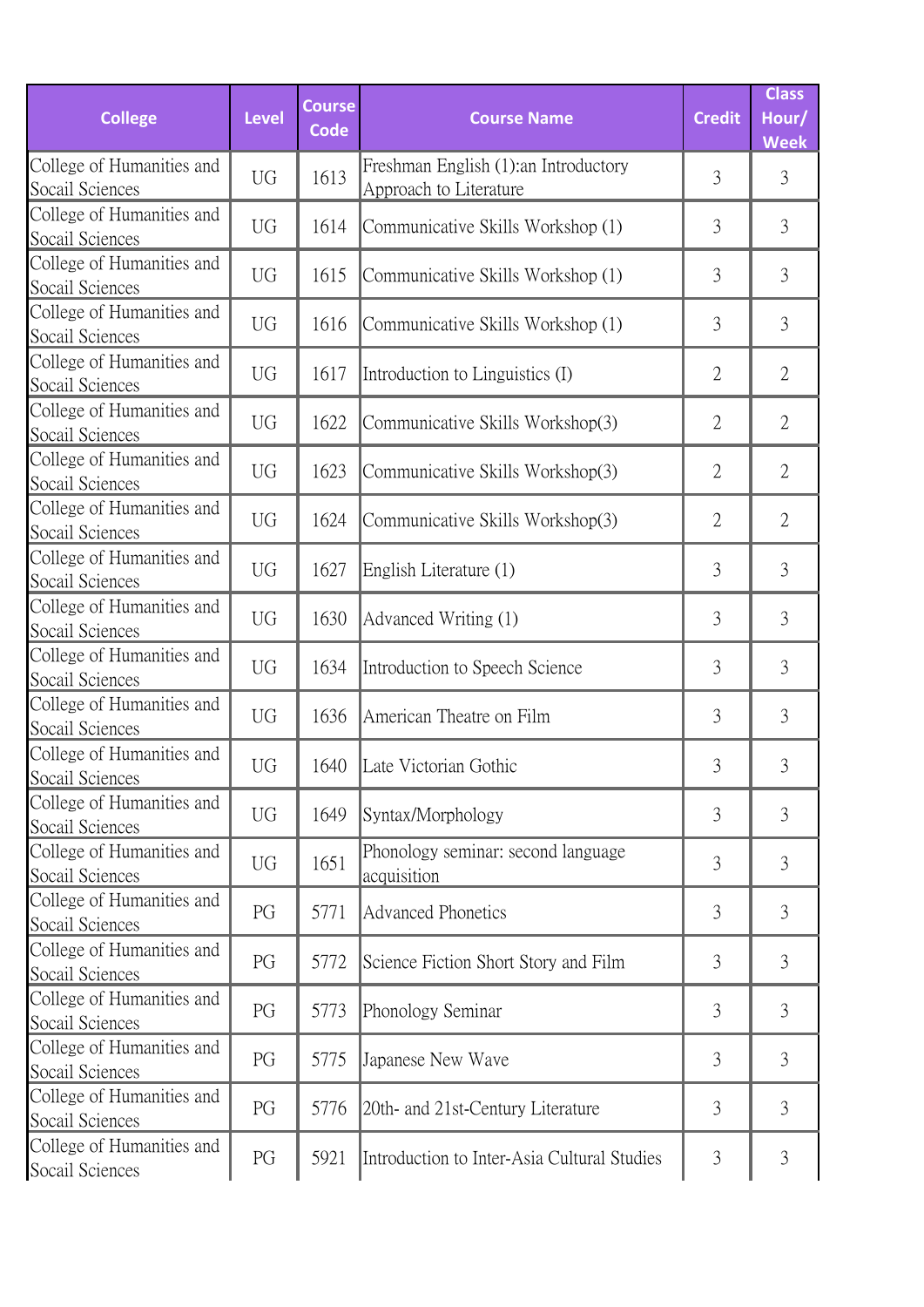| College | Level | Course Code | Course Name | Credit | Class Hour/ Week |
|---|---|---|---|---|---|
| College of Humanities and Socail Sciences | UG | 1613 | Freshman English (1):an Introductory Approach to Literature | 3 | 3 |
| College of Humanities and Socail Sciences | UG | 1614 | Communicative Skills Workshop (1) | 3 | 3 |
| College of Humanities and Socail Sciences | UG | 1615 | Communicative Skills Workshop (1) | 3 | 3 |
| College of Humanities and Socail Sciences | UG | 1616 | Communicative Skills Workshop (1) | 3 | 3 |
| College of Humanities and Socail Sciences | UG | 1617 | Introduction to Linguistics (I) | 2 | 2 |
| College of Humanities and Socail Sciences | UG | 1622 | Communicative Skills Workshop(3) | 2 | 2 |
| College of Humanities and Socail Sciences | UG | 1623 | Communicative Skills Workshop(3) | 2 | 2 |
| College of Humanities and Socail Sciences | UG | 1624 | Communicative Skills Workshop(3) | 2 | 2 |
| College of Humanities and Socail Sciences | UG | 1627 | English Literature (1) | 3 | 3 |
| College of Humanities and Socail Sciences | UG | 1630 | Advanced Writing (1) | 3 | 3 |
| College of Humanities and Socail Sciences | UG | 1634 | Introduction to Speech Science | 3 | 3 |
| College of Humanities and Socail Sciences | UG | 1636 | American Theatre on Film | 3 | 3 |
| College of Humanities and Socail Sciences | UG | 1640 | Late Victorian Gothic | 3 | 3 |
| College of Humanities and Socail Sciences | UG | 1649 | Syntax/Morphology | 3 | 3 |
| College of Humanities and Socail Sciences | UG | 1651 | Phonology seminar: second language acquisition | 3 | 3 |
| College of Humanities and Socail Sciences | PG | 5771 | Advanced Phonetics | 3 | 3 |
| College of Humanities and Socail Sciences | PG | 5772 | Science Fiction Short Story and Film | 3 | 3 |
| College of Humanities and Socail Sciences | PG | 5773 | Phonology Seminar | 3 | 3 |
| College of Humanities and Socail Sciences | PG | 5775 | Japanese New Wave | 3 | 3 |
| College of Humanities and Socail Sciences | PG | 5776 | 20th- and 21st-Century Literature | 3 | 3 |
| College of Humanities and Socail Sciences | PG | 5921 | Introduction to Inter-Asia Cultural Studies | 3 | 3 |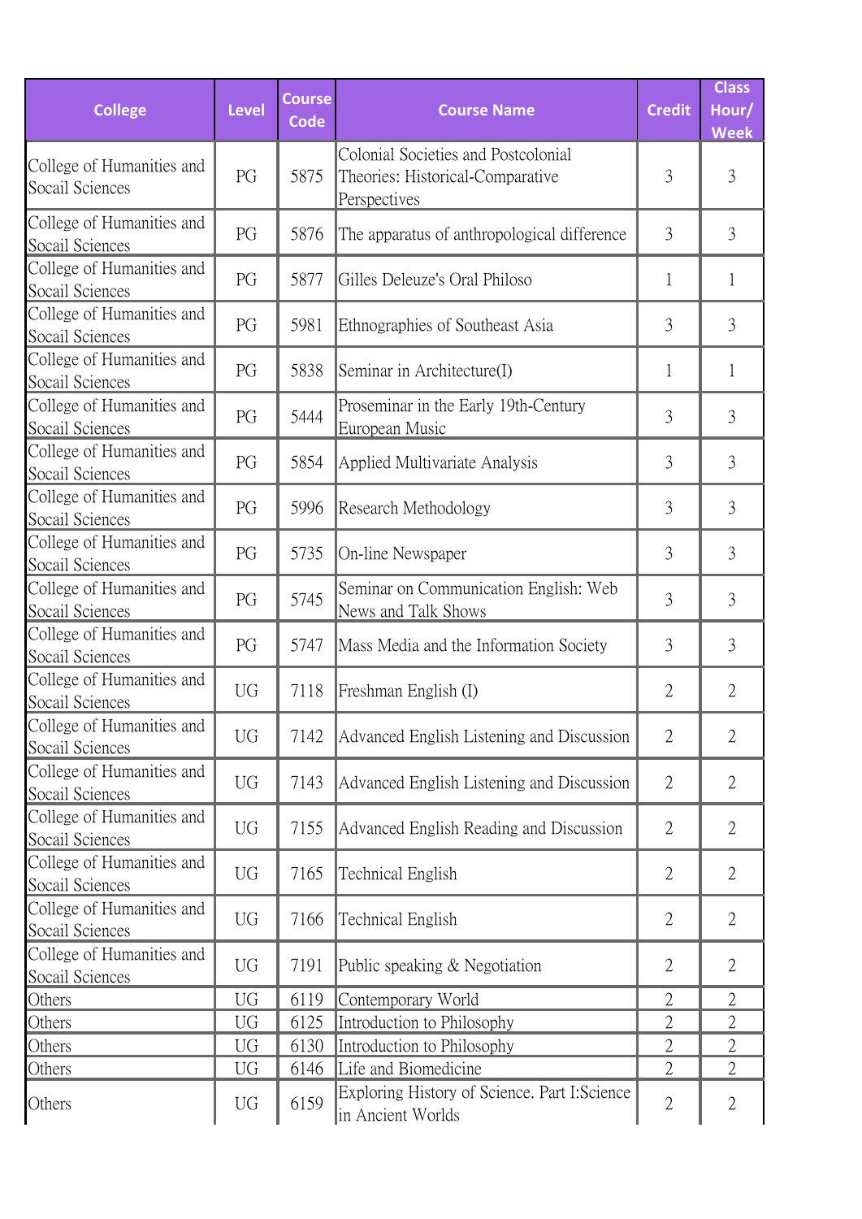| College | Level | Course Code | Course Name | Credit | Class Hour/ Week |
|---|---|---|---|---|---|
| College of Humanities and Socail Sciences | PG | 5875 | Colonial Societies and Postcolonial Theories: Historical-Comparative Perspectives | 3 | 3 |
| College of Humanities and Socail Sciences | PG | 5876 | The apparatus of anthropological difference | 3 | 3 |
| College of Humanities and Socail Sciences | PG | 5877 | Gilles Deleuze's Oral Philoso | 1 | 1 |
| College of Humanities and Socail Sciences | PG | 5981 | Ethnographies of Southeast Asia | 3 | 3 |
| College of Humanities and Socail Sciences | PG | 5838 | Seminar in Architecture(I) | 1 | 1 |
| College of Humanities and Socail Sciences | PG | 5444 | Proseminar in the Early 19th-Century European Music | 3 | 3 |
| College of Humanities and Socail Sciences | PG | 5854 | Applied Multivariate Analysis | 3 | 3 |
| College of Humanities and Socail Sciences | PG | 5996 | Research Methodology | 3 | 3 |
| College of Humanities and Socail Sciences | PG | 5735 | On-line Newspaper | 3 | 3 |
| College of Humanities and Socail Sciences | PG | 5745 | Seminar on Communication English: Web News and Talk Shows | 3 | 3 |
| College of Humanities and Socail Sciences | PG | 5747 | Mass Media and the Information Society | 3 | 3 |
| College of Humanities and Socail Sciences | UG | 7118 | Freshman English (I) | 2 | 2 |
| College of Humanities and Socail Sciences | UG | 7142 | Advanced English Listening and Discussion | 2 | 2 |
| College of Humanities and Socail Sciences | UG | 7143 | Advanced English Listening and Discussion | 2 | 2 |
| College of Humanities and Socail Sciences | UG | 7155 | Advanced English Reading and Discussion | 2 | 2 |
| College of Humanities and Socail Sciences | UG | 7165 | Technical English | 2 | 2 |
| College of Humanities and Socail Sciences | UG | 7166 | Technical English | 2 | 2 |
| College of Humanities and Socail Sciences | UG | 7191 | Public speaking & Negotiation | 2 | 2 |
| Others | UG | 6119 | Contemporary World | 2 | 2 |
| Others | UG | 6125 | Introduction to Philosophy | 2 | 2 |
| Others | UG | 6130 | Introduction to Philosophy | 2 | 2 |
| Others | UG | 6146 | Life and Biomedicine | 2 | 2 |
| Others | UG | 6159 | Exploring History of Science. Part I:Science in Ancient Worlds | 2 | 2 |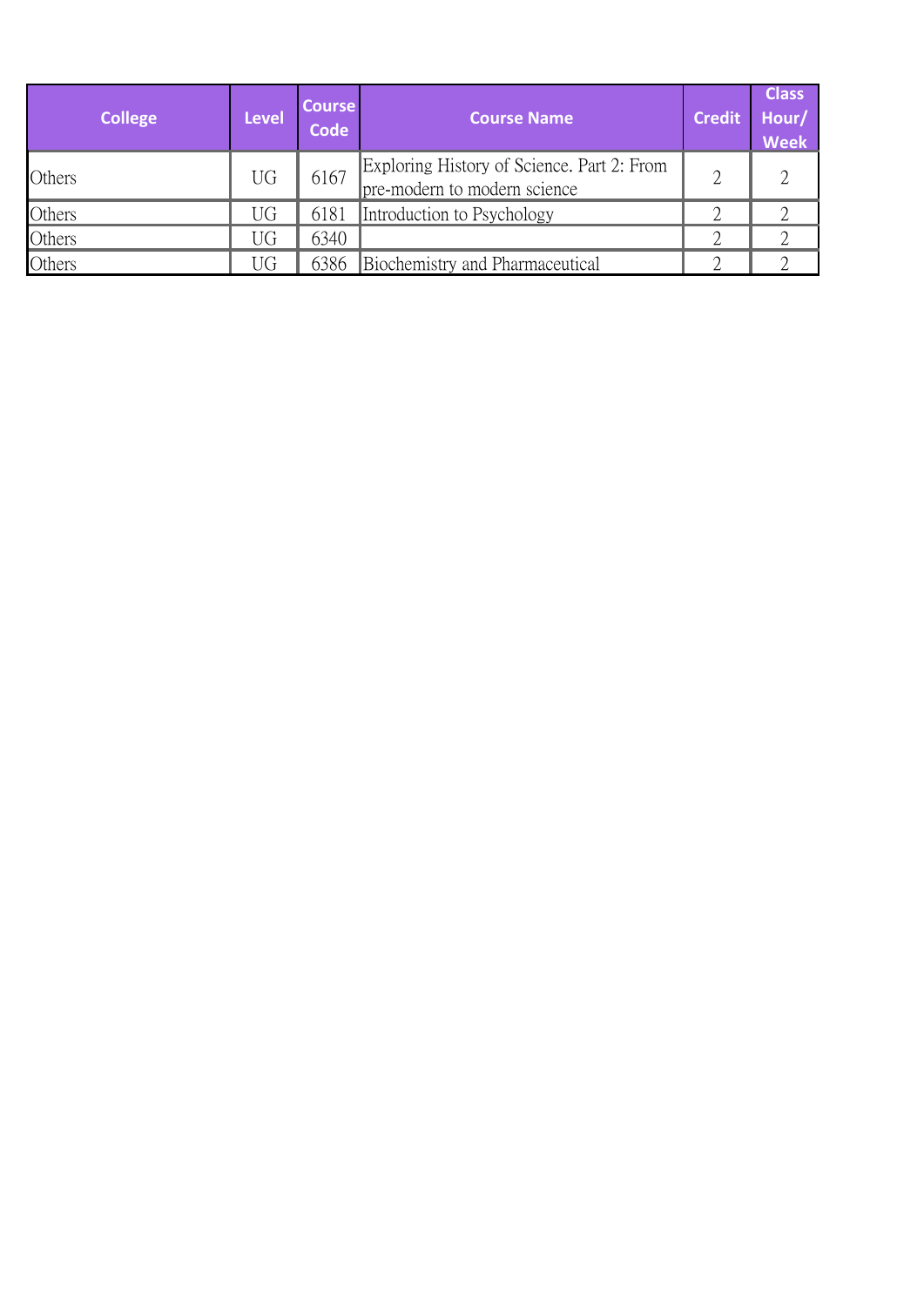| College | Level | Course Code | Course Name | Credit | Class Hour/ Week |
|---|---|---|---|---|---|
| Others | UG | 6167 | Exploring History of Science. Part 2: From pre-modern to modern science | 2 | 2 |
| Others | UG | 6181 | Introduction to Psychology | 2 | 2 |
| Others | UG | 6340 | | 2 | 2 |
| Others | UG | 6386 | Biochemistry and Pharmaceutical | 2 | 2 |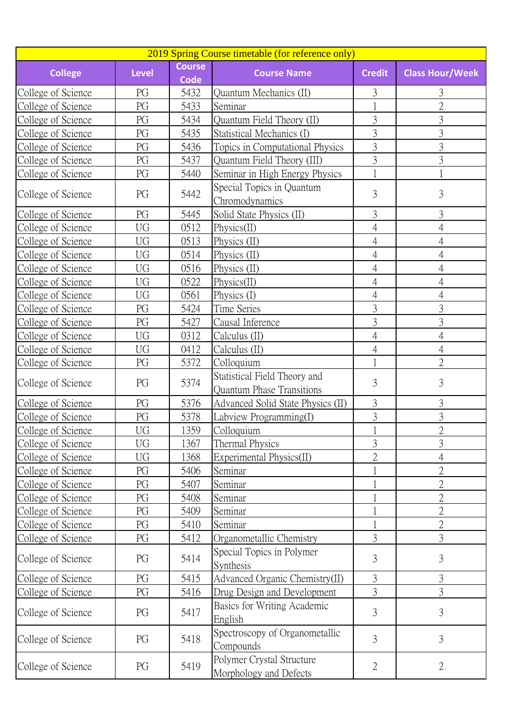| 2019 Spring Course timetable (for reference only) | | | | | |
|---|---|---|---|---|---|
| College | Level | Course Code | Course Name | Credit | Class Hour/Week |
| College of Science | PG | 5432 | Quantum Mechanics (II) | 3 | 3 |
| College of Science | PG | 5433 | Seminar | 1 | 2 |
| College of Science | PG | 5434 | Quantum Field Theory (II) | 3 | 3 |
| College of Science | PG | 5435 | Statistical Mechanics (I) | 3 | 3 |
| College of Science | PG | 5436 | Topics in Computational Physics | 3 | 3 |
| College of Science | PG | 5437 | Quantum Field Theory (III) | 3 | 3 |
| College of Science | PG | 5440 | Seminar in High Energy Physics | 1 | 1 |
| College of Science | PG | 5442 | Special Topics in Quantum Chromodynamics | 3 | 3 |
| College of Science | PG | 5445 | Solid State Physics (II) | 3 | 3 |
| College of Science | UG | 0512 | Physics(II) | 4 | 4 |
| College of Science | UG | 0513 | Physics (II) | 4 | 4 |
| College of Science | UG | 0514 | Physics (II) | 4 | 4 |
| College of Science | UG | 0516 | Physics (II) | 4 | 4 |
| College of Science | UG | 0522 | Physics(II) | 4 | 4 |
| College of Science | UG | 0561 | Physics (I) | 4 | 4 |
| College of Science | PG | 5424 | Time Series | 3 | 3 |
| College of Science | PG | 5427 | Causal Inference | 3 | 3 |
| College of Science | UG | 0312 | Calculus (II) | 4 | 4 |
| College of Science | UG | 0412 | Calculus (II) | 4 | 4 |
| College of Science | PG | 5372 | Colloquium | 1 | 2 |
| College of Science | PG | 5374 | Statistical Field Theory and Quantum Phase Transitions | 3 | 3 |
| College of Science | PG | 5376 | Advanced Solid State Physics (II) | 3 | 3 |
| College of Science | PG | 5378 | Labview Programming(I) | 3 | 3 |
| College of Science | UG | 1359 | Colloquium | 1 | 2 |
| College of Science | UG | 1367 | Thermal Physics | 3 | 3 |
| College of Science | UG | 1368 | Experimental Physics(II) | 2 | 4 |
| College of Science | PG | 5406 | Seminar | 1 | 2 |
| College of Science | PG | 5407 | Seminar | 1 | 2 |
| College of Science | PG | 5408 | Seminar | 1 | 2 |
| College of Science | PG | 5409 | Seminar | 1 | 2 |
| College of Science | PG | 5410 | Seminar | 1 | 2 |
| College of Science | PG | 5412 | Organometallic Chemistry | 3 | 3 |
| College of Science | PG | 5414 | Special Topics in Polymer Synthesis | 3 | 3 |
| College of Science | PG | 5415 | Advanced Organic Chemistry(II) | 3 | 3 |
| College of Science | PG | 5416 | Drug Design and Development | 3 | 3 |
| College of Science | PG | 5417 | Basics for Writing Academic English | 3 | 3 |
| College of Science | PG | 5418 | Spectroscopy of Organometallic Compounds | 3 | 3 |
| College of Science | PG | 5419 | Polymer Crystal Structure Morphology and Defects | 2 | 2 |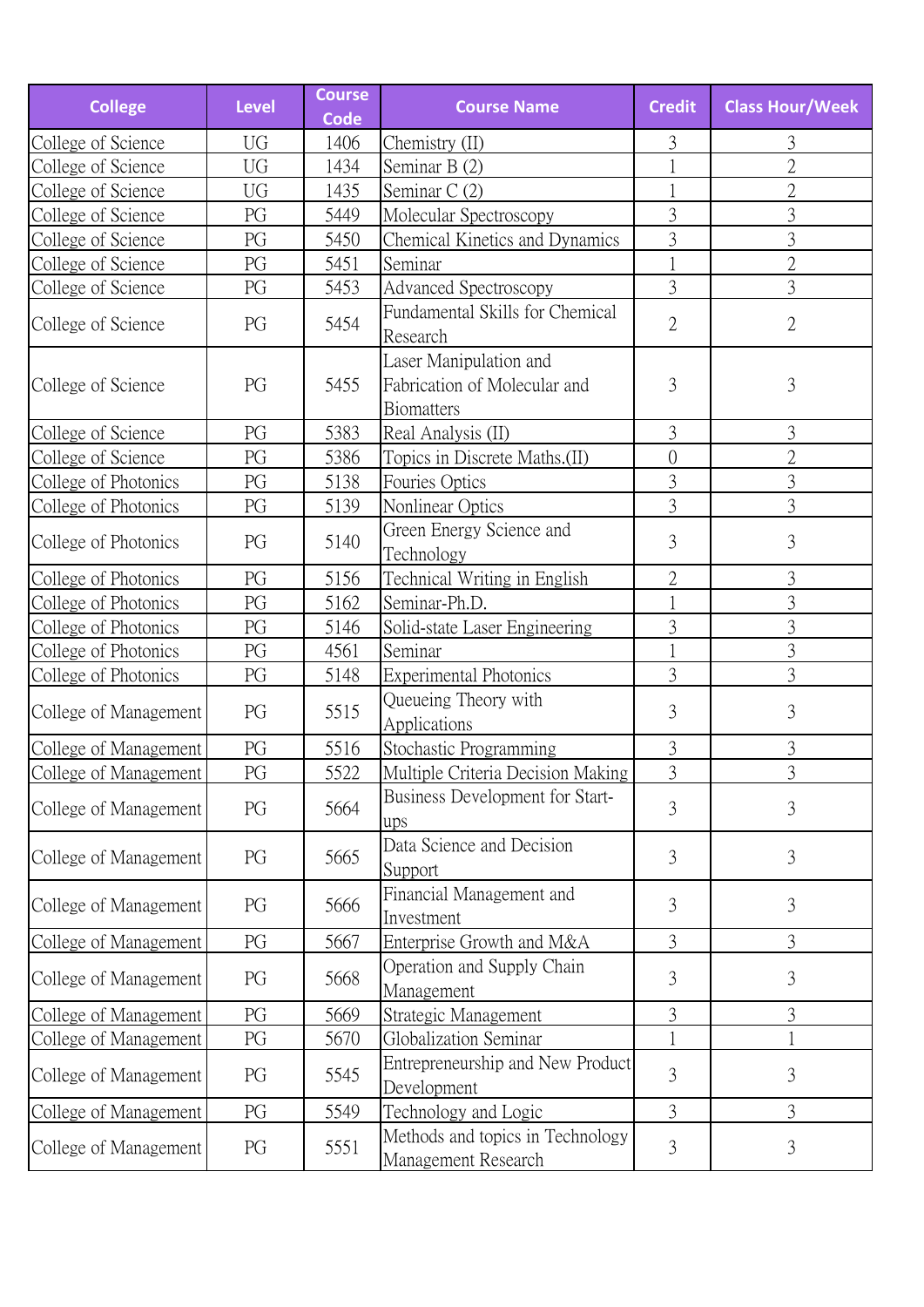| College | Level | Course Code | Course Name | Credit | Class Hour/Week |
|---|---|---|---|---|---|
| College of Science | UG | 1406 | Chemistry (II) | 3 | 3 |
| College of Science | UG | 1434 | Seminar B (2) | 1 | 2 |
| College of Science | UG | 1435 | Seminar C (2) | 1 | 2 |
| College of Science | PG | 5449 | Molecular Spectroscopy | 3 | 3 |
| College of Science | PG | 5450 | Chemical Kinetics and Dynamics | 3 | 3 |
| College of Science | PG | 5451 | Seminar | 1 | 2 |
| College of Science | PG | 5453 | Advanced Spectroscopy | 3 | 3 |
| College of Science | PG | 5454 | Fundamental Skills for Chemical Research | 2 | 2 |
| College of Science | PG | 5455 | Laser Manipulation and Fabrication of Molecular and Biomatters | 3 | 3 |
| College of Science | PG | 5383 | Real Analysis (II) | 3 | 3 |
| College of Science | PG | 5386 | Topics in Discrete Maths.(II) | 0 | 2 |
| College of Photonics | PG | 5138 | Fouries Optics | 3 | 3 |
| College of Photonics | PG | 5139 | Nonlinear Optics | 3 | 3 |
| College of Photonics | PG | 5140 | Green Energy Science and Technology | 3 | 3 |
| College of Photonics | PG | 5156 | Technical Writing in English | 2 | 3 |
| College of Photonics | PG | 5162 | Seminar-Ph.D. | 1 | 3 |
| College of Photonics | PG | 5146 | Solid-state Laser Engineering | 3 | 3 |
| College of Photonics | PG | 4561 | Seminar | 1 | 3 |
| College of Photonics | PG | 5148 | Experimental Photonics | 3 | 3 |
| College of Management | PG | 5515 | Queueing Theory with Applications | 3 | 3 |
| College of Management | PG | 5516 | Stochastic Programming | 3 | 3 |
| College of Management | PG | 5522 | Multiple Criteria Decision Making | 3 | 3 |
| College of Management | PG | 5664 | Business Development for Start-ups | 3 | 3 |
| College of Management | PG | 5665 | Data Science and Decision Support | 3 | 3 |
| College of Management | PG | 5666 | Financial Management and Investment | 3 | 3 |
| College of Management | PG | 5667 | Enterprise Growth and M&A | 3 | 3 |
| College of Management | PG | 5668 | Operation and Supply Chain Management | 3 | 3 |
| College of Management | PG | 5669 | Strategic Management | 3 | 3 |
| College of Management | PG | 5670 | Globalization Seminar | 1 | 1 |
| College of Management | PG | 5545 | Entrepreneurship and New Product Development | 3 | 3 |
| College of Management | PG | 5549 | Technology and Logic | 3 | 3 |
| College of Management | PG | 5551 | Methods and topics in Technology Management Research | 3 | 3 |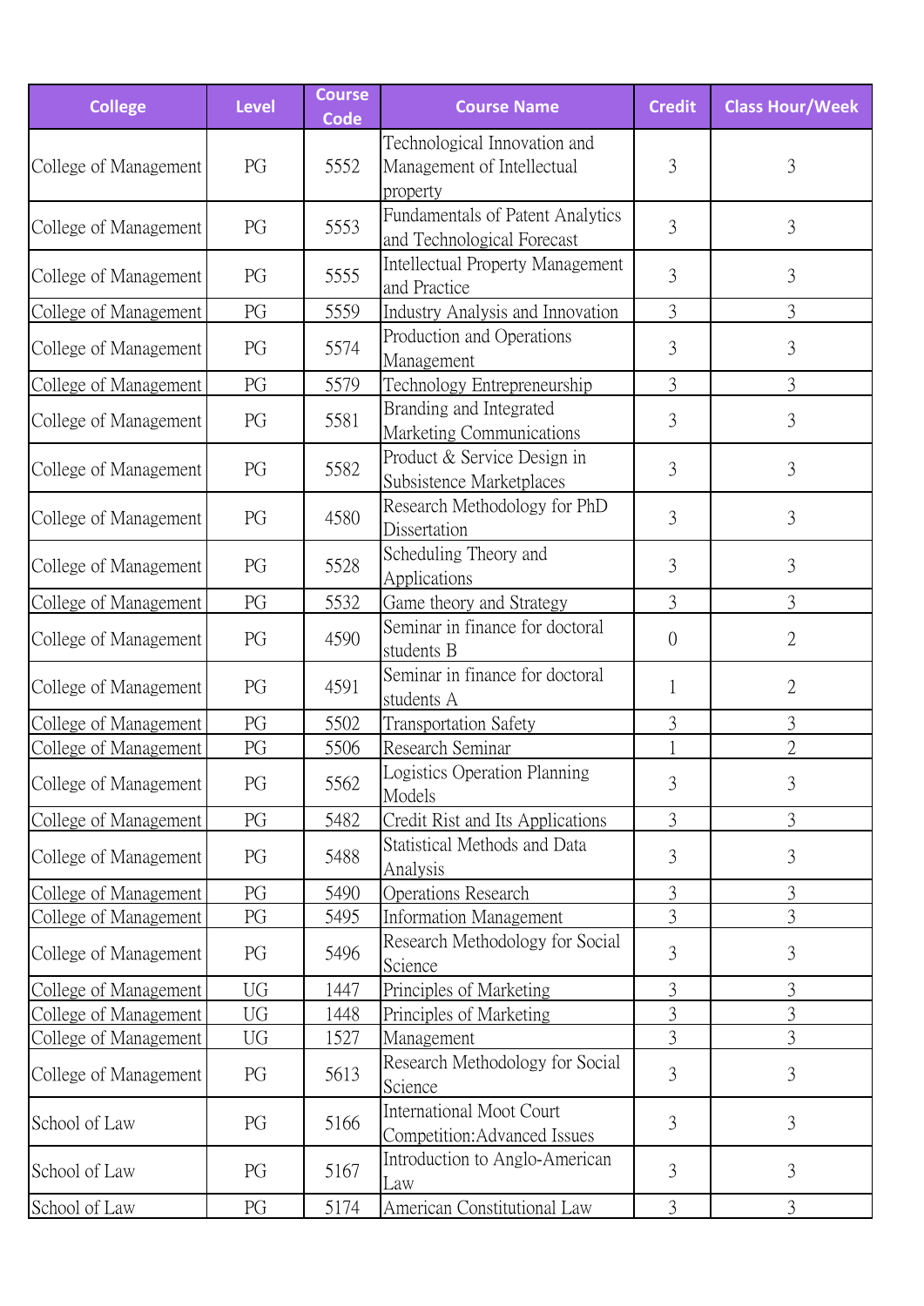| College | Level | Course Code | Course Name | Credit | Class Hour/Week |
|---|---|---|---|---|---|
| College of Management | PG | 5552 | Technological Innovation and Management of Intellectual property | 3 | 3 |
| College of Management | PG | 5553 | Fundamentals of Patent Analytics and Technological Forecast | 3 | 3 |
| College of Management | PG | 5555 | Intellectual Property Management and Practice | 3 | 3 |
| College of Management | PG | 5559 | Industry Analysis and Innovation | 3 | 3 |
| College of Management | PG | 5574 | Production and Operations Management | 3 | 3 |
| College of Management | PG | 5579 | Technology Entrepreneurship | 3 | 3 |
| College of Management | PG | 5581 | Branding and Integrated Marketing Communications | 3 | 3 |
| College of Management | PG | 5582 | Product & Service Design in Subsistence Marketplaces | 3 | 3 |
| College of Management | PG | 4580 | Research Methodology for PhD Dissertation | 3 | 3 |
| College of Management | PG | 5528 | Scheduling Theory and Applications | 3 | 3 |
| College of Management | PG | 5532 | Game theory and Strategy | 3 | 3 |
| College of Management | PG | 4590 | Seminar in finance for doctoral students B | 0 | 2 |
| College of Management | PG | 4591 | Seminar in finance for doctoral students A | 1 | 2 |
| College of Management | PG | 5502 | Transportation Safety | 3 | 3 |
| College of Management | PG | 5506 | Research Seminar | 1 | 2 |
| College of Management | PG | 5562 | Logistics Operation Planning Models | 3 | 3 |
| College of Management | PG | 5482 | Credit Rist and Its Applications | 3 | 3 |
| College of Management | PG | 5488 | Statistical Methods and Data Analysis | 3 | 3 |
| College of Management | PG | 5490 | Operations Research | 3 | 3 |
| College of Management | PG | 5495 | Information Management | 3 | 3 |
| College of Management | PG | 5496 | Research Methodology for Social Science | 3 | 3 |
| College of Management | UG | 1447 | Principles of Marketing | 3 | 3 |
| College of Management | UG | 1448 | Principles of Marketing | 3 | 3 |
| College of Management | UG | 1527 | Management | 3 | 3 |
| College of Management | PG | 5613 | Research Methodology for Social Science | 3 | 3 |
| School of Law | PG | 5166 | International Moot Court Competition:Advanced Issues | 3 | 3 |
| School of Law | PG | 5167 | Introduction to Anglo-American Law | 3 | 3 |
| School of Law | PG | 5174 | American Constitutional Law | 3 | 3 |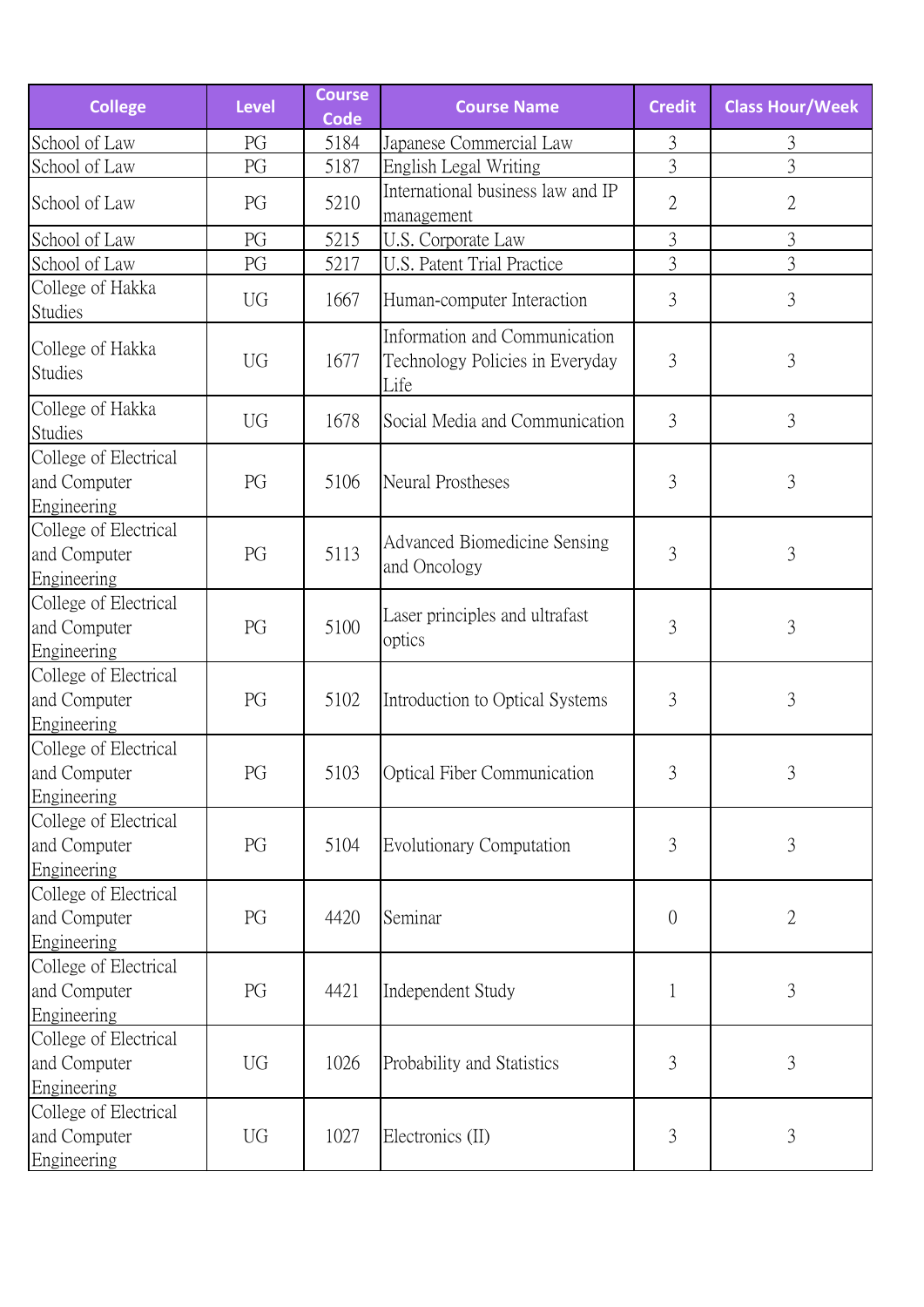| College | Level | Course Code | Course Name | Credit | Class Hour/Week |
|---|---|---|---|---|---|
| School of Law | PG | 5184 | Japanese Commercial Law | 3 | 3 |
| School of Law | PG | 5187 | English Legal Writing | 3 | 3 |
| School of Law | PG | 5210 | International business law and IP management | 2 | 2 |
| School of Law | PG | 5215 | U.S. Corporate Law | 3 | 3 |
| School of Law | PG | 5217 | U.S. Patent Trial Practice | 3 | 3 |
| College of Hakka Studies | UG | 1667 | Human-computer Interaction | 3 | 3 |
| College of Hakka Studies | UG | 1677 | Information and Communication Technology Policies in Everyday Life | 3 | 3 |
| College of Hakka Studies | UG | 1678 | Social Media and Communication | 3 | 3 |
| College of Electrical and Computer Engineering | PG | 5106 | Neural Prostheses | 3 | 3 |
| College of Electrical and Computer Engineering | PG | 5113 | Advanced Biomedicine Sensing and Oncology | 3 | 3 |
| College of Electrical and Computer Engineering | PG | 5100 | Laser principles and ultrafast optics | 3 | 3 |
| College of Electrical and Computer Engineering | PG | 5102 | Introduction to Optical Systems | 3 | 3 |
| College of Electrical and Computer Engineering | PG | 5103 | Optical Fiber Communication | 3 | 3 |
| College of Electrical and Computer Engineering | PG | 5104 | Evolutionary Computation | 3 | 3 |
| College of Electrical and Computer Engineering | PG | 4420 | Seminar | 0 | 2 |
| College of Electrical and Computer Engineering | PG | 4421 | Independent Study | 1 | 3 |
| College of Electrical and Computer Engineering | UG | 1026 | Probability and Statistics | 3 | 3 |
| College of Electrical and Computer Engineering | UG | 1027 | Electronics (II) | 3 | 3 |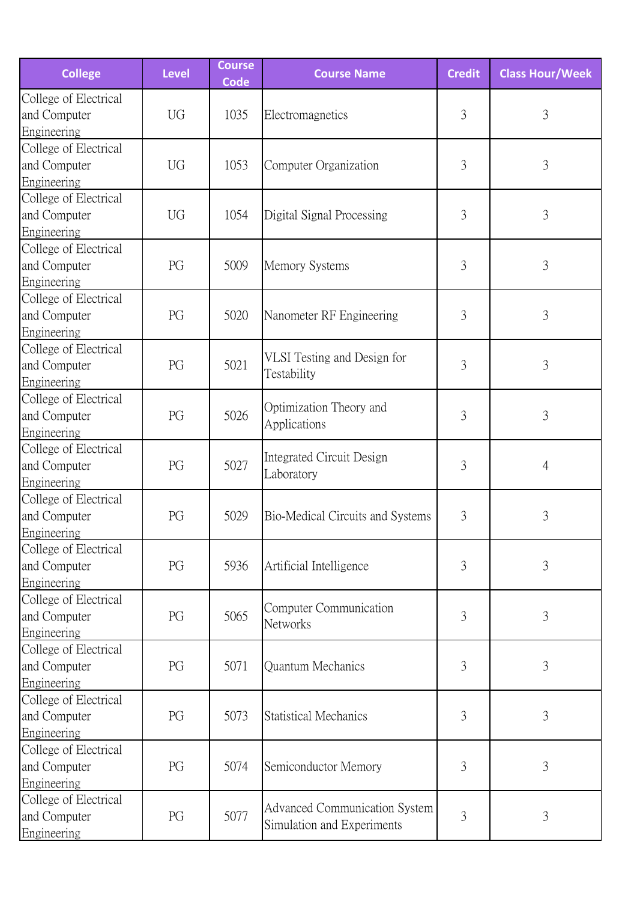| College | Level | Course Code | Course Name | Credit | Class Hour/Week |
|---|---|---|---|---|---|
| College of Electrical and Computer Engineering | UG | 1035 | Electromagnetics | 3 | 3 |
| College of Electrical and Computer Engineering | UG | 1053 | Computer Organization | 3 | 3 |
| College of Electrical and Computer Engineering | UG | 1054 | Digital Signal Processing | 3 | 3 |
| College of Electrical and Computer Engineering | PG | 5009 | Memory Systems | 3 | 3 |
| College of Electrical and Computer Engineering | PG | 5020 | Nanometer RF Engineering | 3 | 3 |
| College of Electrical and Computer Engineering | PG | 5021 | VLSI Testing and Design for Testability | 3 | 3 |
| College of Electrical and Computer Engineering | PG | 5026 | Optimization Theory and Applications | 3 | 3 |
| College of Electrical and Computer Engineering | PG | 5027 | Integrated Circuit Design Laboratory | 3 | 4 |
| College of Electrical and Computer Engineering | PG | 5029 | Bio-Medical Circuits and Systems | 3 | 3 |
| College of Electrical and Computer Engineering | PG | 5936 | Artificial Intelligence | 3 | 3 |
| College of Electrical and Computer Engineering | PG | 5065 | Computer Communication Networks | 3 | 3 |
| College of Electrical and Computer Engineering | PG | 5071 | Quantum Mechanics | 3 | 3 |
| College of Electrical and Computer Engineering | PG | 5073 | Statistical Mechanics | 3 | 3 |
| College of Electrical and Computer Engineering | PG | 5074 | Semiconductor Memory | 3 | 3 |
| College of Electrical and Computer Engineering | PG | 5077 | Advanced Communication System Simulation and Experiments | 3 | 3 |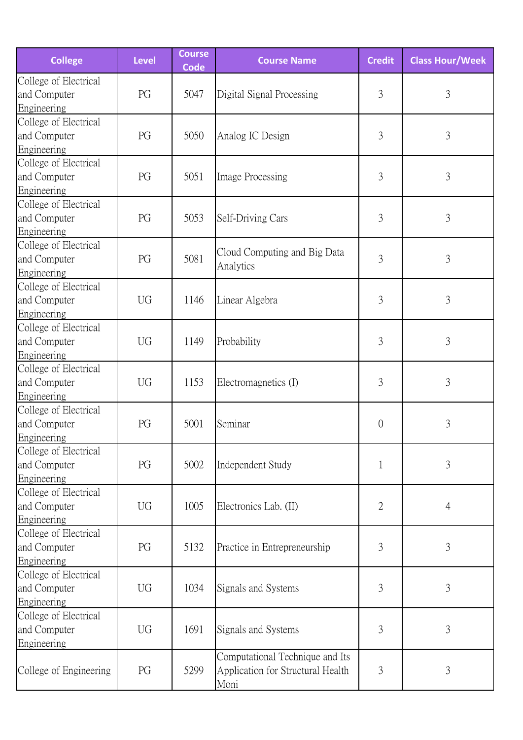| College | Level | Course Code | Course Name | Credit | Class Hour/Week |
|---|---|---|---|---|---|
| College of Electrical and Computer Engineering | PG | 5047 | Digital Signal Processing | 3 | 3 |
| College of Electrical and Computer Engineering | PG | 5050 | Analog IC Design | 3 | 3 |
| College of Electrical and Computer Engineering | PG | 5051 | Image Processing | 3 | 3 |
| College of Electrical and Computer Engineering | PG | 5053 | Self-Driving Cars | 3 | 3 |
| College of Electrical and Computer Engineering | PG | 5081 | Cloud Computing and Big Data Analytics | 3 | 3 |
| College of Electrical and Computer Engineering | UG | 1146 | Linear Algebra | 3 | 3 |
| College of Electrical and Computer Engineering | UG | 1149 | Probability | 3 | 3 |
| College of Electrical and Computer Engineering | UG | 1153 | Electromagnetics (I) | 3 | 3 |
| College of Electrical and Computer Engineering | PG | 5001 | Seminar | 0 | 3 |
| College of Electrical and Computer Engineering | PG | 5002 | Independent Study | 1 | 3 |
| College of Electrical and Computer Engineering | UG | 1005 | Electronics Lab. (II) | 2 | 4 |
| College of Electrical and Computer Engineering | PG | 5132 | Practice in Entrepreneurship | 3 | 3 |
| College of Electrical and Computer Engineering | UG | 1034 | Signals and Systems | 3 | 3 |
| College of Electrical and Computer Engineering | UG | 1691 | Signals and Systems | 3 | 3 |
| College of Engineering | PG | 5299 | Computational Technique and Its Application for Structural Health Moni | 3 | 3 |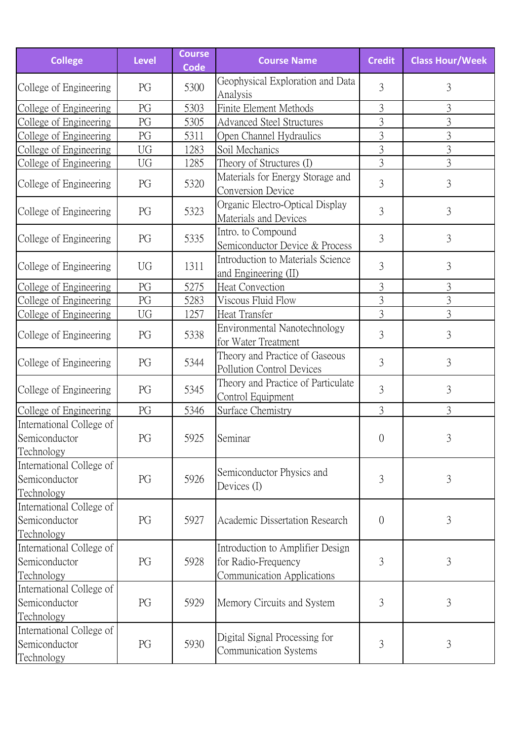| College | Level | Course Code | Course Name | Credit | Class Hour/Week |
|---|---|---|---|---|---|
| College of Engineering | PG | 5300 | Geophysical Exploration and Data Analysis | 3 | 3 |
| College of Engineering | PG | 5303 | Finite Element Methods | 3 | 3 |
| College of Engineering | PG | 5305 | Advanced Steel Structures | 3 | 3 |
| College of Engineering | PG | 5311 | Open Channel Hydraulics | 3 | 3 |
| College of Engineering | UG | 1283 | Soil Mechanics | 3 | 3 |
| College of Engineering | UG | 1285 | Theory of Structures (I) | 3 | 3 |
| College of Engineering | PG | 5320 | Materials for Energy Storage and Conversion Device | 3 | 3 |
| College of Engineering | PG | 5323 | Organic Electro-Optical Display Materials and Devices | 3 | 3 |
| College of Engineering | PG | 5335 | Intro. to Compound Semiconductor Device & Process | 3 | 3 |
| College of Engineering | UG | 1311 | Introduction to Materials Science and Engineering (II) | 3 | 3 |
| College of Engineering | PG | 5275 | Heat Convection | 3 | 3 |
| College of Engineering | PG | 5283 | Viscous Fluid Flow | 3 | 3 |
| College of Engineering | UG | 1257 | Heat Transfer | 3 | 3 |
| College of Engineering | PG | 5338 | Environmental Nanotechnology for Water Treatment | 3 | 3 |
| College of Engineering | PG | 5344 | Theory and Practice of Gaseous Pollution Control Devices | 3 | 3 |
| College of Engineering | PG | 5345 | Theory and Practice of Particulate Control Equipment | 3 | 3 |
| College of Engineering | PG | 5346 | Surface Chemistry | 3 | 3 |
| International College of Semiconductor Technology | PG | 5925 | Seminar | 0 | 3 |
| International College of Semiconductor Technology | PG | 5926 | Semiconductor Physics and Devices (I) | 3 | 3 |
| International College of Semiconductor Technology | PG | 5927 | Academic Dissertation Research | 0 | 3 |
| International College of Semiconductor Technology | PG | 5928 | Introduction to Amplifier Design for Radio-Frequency Communication Applications | 3 | 3 |
| International College of Semiconductor Technology | PG | 5929 | Memory Circuits and System | 3 | 3 |
| International College of Semiconductor Technology | PG | 5930 | Digital Signal Processing for Communication Systems | 3 | 3 |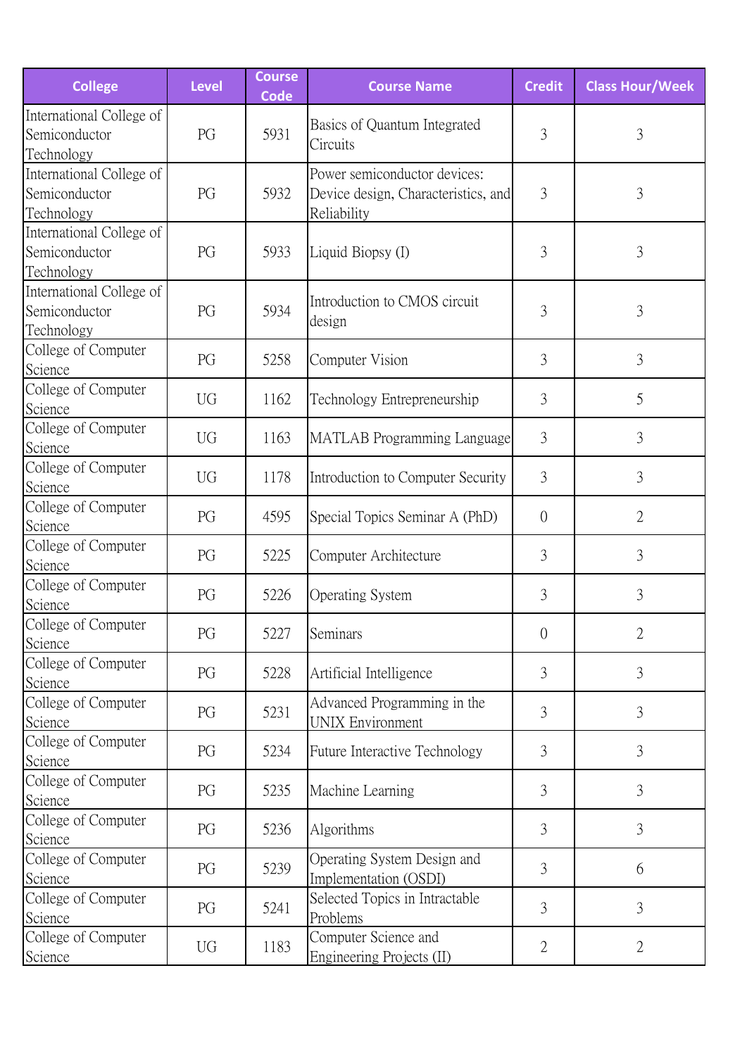| College | Level | Course Code | Course Name | Credit | Class Hour/Week |
|---|---|---|---|---|---|
| International College of Semiconductor Technology | PG | 5931 | Basics of Quantum Integrated Circuits | 3 | 3 |
| International College of Semiconductor Technology | PG | 5932 | Power semiconductor devices: Device design, Characteristics, and Reliability | 3 | 3 |
| International College of Semiconductor Technology | PG | 5933 | Liquid Biopsy (I) | 3 | 3 |
| International College of Semiconductor Technology | PG | 5934 | Introduction to CMOS circuit design | 3 | 3 |
| College of Computer Science | PG | 5258 | Computer Vision | 3 | 3 |
| College of Computer Science | UG | 1162 | Technology Entrepreneurship | 3 | 5 |
| College of Computer Science | UG | 1163 | MATLAB Programming Language | 3 | 3 |
| College of Computer Science | UG | 1178 | Introduction to Computer Security | 3 | 3 |
| College of Computer Science | PG | 4595 | Special Topics Seminar A (PhD) | 0 | 2 |
| College of Computer Science | PG | 5225 | Computer Architecture | 3 | 3 |
| College of Computer Science | PG | 5226 | Operating System | 3 | 3 |
| College of Computer Science | PG | 5227 | Seminars | 0 | 2 |
| College of Computer Science | PG | 5228 | Artificial Intelligence | 3 | 3 |
| College of Computer Science | PG | 5231 | Advanced Programming in the UNIX Environment | 3 | 3 |
| College of Computer Science | PG | 5234 | Future Interactive Technology | 3 | 3 |
| College of Computer Science | PG | 5235 | Machine Learning | 3 | 3 |
| College of Computer Science | PG | 5236 | Algorithms | 3 | 3 |
| College of Computer Science | PG | 5239 | Operating System Design and Implementation (OSDI) | 3 | 6 |
| College of Computer Science | PG | 5241 | Selected Topics in Intractable Problems | 3 | 3 |
| College of Computer Science | UG | 1183 | Computer Science and Engineering Projects (II) | 2 | 2 |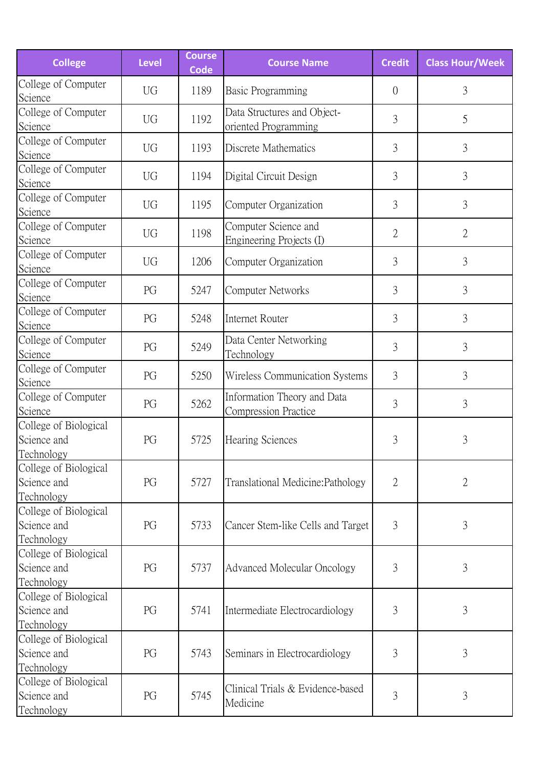| College | Level | Course Code | Course Name | Credit | Class Hour/Week |
|---|---|---|---|---|---|
| College of Computer Science | UG | 1189 | Basic Programming | 0 | 3 |
| College of Computer Science | UG | 1192 | Data Structures and Object-oriented Programming | 3 | 5 |
| College of Computer Science | UG | 1193 | Discrete Mathematics | 3 | 3 |
| College of Computer Science | UG | 1194 | Digital Circuit Design | 3 | 3 |
| College of Computer Science | UG | 1195 | Computer Organization | 3 | 3 |
| College of Computer Science | UG | 1198 | Computer Science and Engineering Projects (I) | 2 | 2 |
| College of Computer Science | UG | 1206 | Computer Organization | 3 | 3 |
| College of Computer Science | PG | 5247 | Computer Networks | 3 | 3 |
| College of Computer Science | PG | 5248 | Internet Router | 3 | 3 |
| College of Computer Science | PG | 5249 | Data Center Networking Technology | 3 | 3 |
| College of Computer Science | PG | 5250 | Wireless Communication Systems | 3 | 3 |
| College of Computer Science | PG | 5262 | Information Theory and Data Compression Practice | 3 | 3 |
| College of Biological Science and Technology | PG | 5725 | Hearing Sciences | 3 | 3 |
| College of Biological Science and Technology | PG | 5727 | Translational Medicine:Pathology | 2 | 2 |
| College of Biological Science and Technology | PG | 5733 | Cancer Stem-like Cells and Target | 3 | 3 |
| College of Biological Science and Technology | PG | 5737 | Advanced Molecular Oncology | 3 | 3 |
| College of Biological Science and Technology | PG | 5741 | Intermediate Electrocardiology | 3 | 3 |
| College of Biological Science and Technology | PG | 5743 | Seminars in Electrocardiology | 3 | 3 |
| College of Biological Science and Technology | PG | 5745 | Clinical Trials & Evidence-based Medicine | 3 | 3 |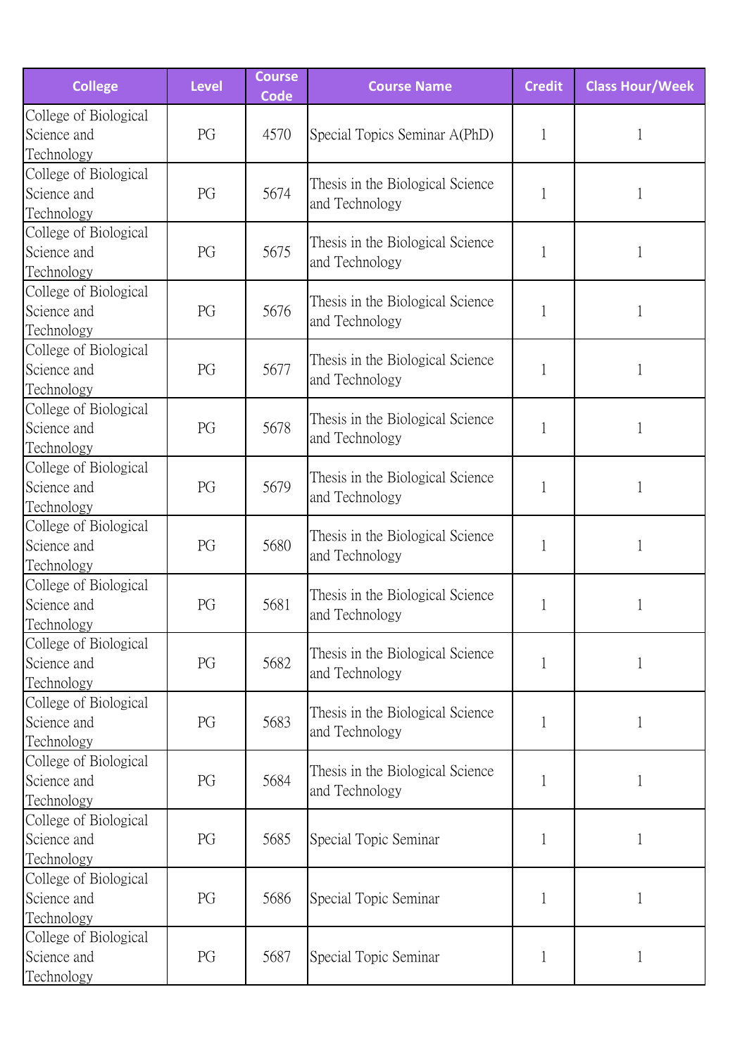| College | Level | Course Code | Course Name | Credit | Class Hour/Week |
|---|---|---|---|---|---|
| College of Biological Science and Technology | PG | 4570 | Special Topics Seminar A(PhD) | 1 | 1 |
| College of Biological Science and Technology | PG | 5674 | Thesis in the Biological Science and Technology | 1 | 1 |
| College of Biological Science and Technology | PG | 5675 | Thesis in the Biological Science and Technology | 1 | 1 |
| College of Biological Science and Technology | PG | 5676 | Thesis in the Biological Science and Technology | 1 | 1 |
| College of Biological Science and Technology | PG | 5677 | Thesis in the Biological Science and Technology | 1 | 1 |
| College of Biological Science and Technology | PG | 5678 | Thesis in the Biological Science and Technology | 1 | 1 |
| College of Biological Science and Technology | PG | 5679 | Thesis in the Biological Science and Technology | 1 | 1 |
| College of Biological Science and Technology | PG | 5680 | Thesis in the Biological Science and Technology | 1 | 1 |
| College of Biological Science and Technology | PG | 5681 | Thesis in the Biological Science and Technology | 1 | 1 |
| College of Biological Science and Technology | PG | 5682 | Thesis in the Biological Science and Technology | 1 | 1 |
| College of Biological Science and Technology | PG | 5683 | Thesis in the Biological Science and Technology | 1 | 1 |
| College of Biological Science and Technology | PG | 5684 | Thesis in the Biological Science and Technology | 1 | 1 |
| College of Biological Science and Technology | PG | 5685 | Special Topic Seminar | 1 | 1 |
| College of Biological Science and Technology | PG | 5686 | Special Topic Seminar | 1 | 1 |
| College of Biological Science and Technology | PG | 5687 | Special Topic Seminar | 1 | 1 |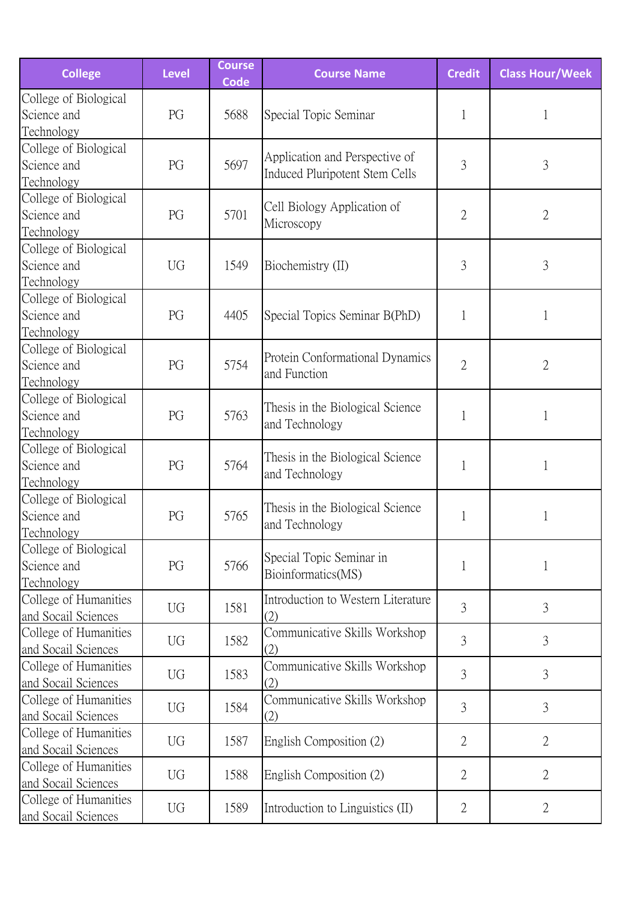| College | Level | Course Code | Course Name | Credit | Class Hour/Week |
|---|---|---|---|---|---|
| College of Biological Science and Technology | PG | 5688 | Special Topic Seminar | 1 | 1 |
| College of Biological Science and Technology | PG | 5697 | Application and Perspective of Induced Pluripotent Stem Cells | 3 | 3 |
| College of Biological Science and Technology | PG | 5701 | Cell Biology Application of Microscopy | 2 | 2 |
| College of Biological Science and Technology | UG | 1549 | Biochemistry (II) | 3 | 3 |
| College of Biological Science and Technology | PG | 4405 | Special Topics Seminar B(PhD) | 1 | 1 |
| College of Biological Science and Technology | PG | 5754 | Protein Conformational Dynamics and Function | 2 | 2 |
| College of Biological Science and Technology | PG | 5763 | Thesis in the Biological Science and Technology | 1 | 1 |
| College of Biological Science and Technology | PG | 5764 | Thesis in the Biological Science and Technology | 1 | 1 |
| College of Biological Science and Technology | PG | 5765 | Thesis in the Biological Science and Technology | 1 | 1 |
| College of Biological Science and Technology | PG | 5766 | Special Topic Seminar in Bioinformatics(MS) | 1 | 1 |
| College of Humanities and Socail Sciences | UG | 1581 | Introduction to Western Literature (2) | 3 | 3 |
| College of Humanities and Socail Sciences | UG | 1582 | Communicative Skills Workshop (2) | 3 | 3 |
| College of Humanities and Socail Sciences | UG | 1583 | Communicative Skills Workshop (2) | 3 | 3 |
| College of Humanities and Socail Sciences | UG | 1584 | Communicative Skills Workshop (2) | 3 | 3 |
| College of Humanities and Socail Sciences | UG | 1587 | English Composition (2) | 2 | 2 |
| College of Humanities and Socail Sciences | UG | 1588 | English Composition (2) | 2 | 2 |
| College of Humanities and Socail Sciences | UG | 1589 | Introduction to Linguistics (II) | 2 | 2 |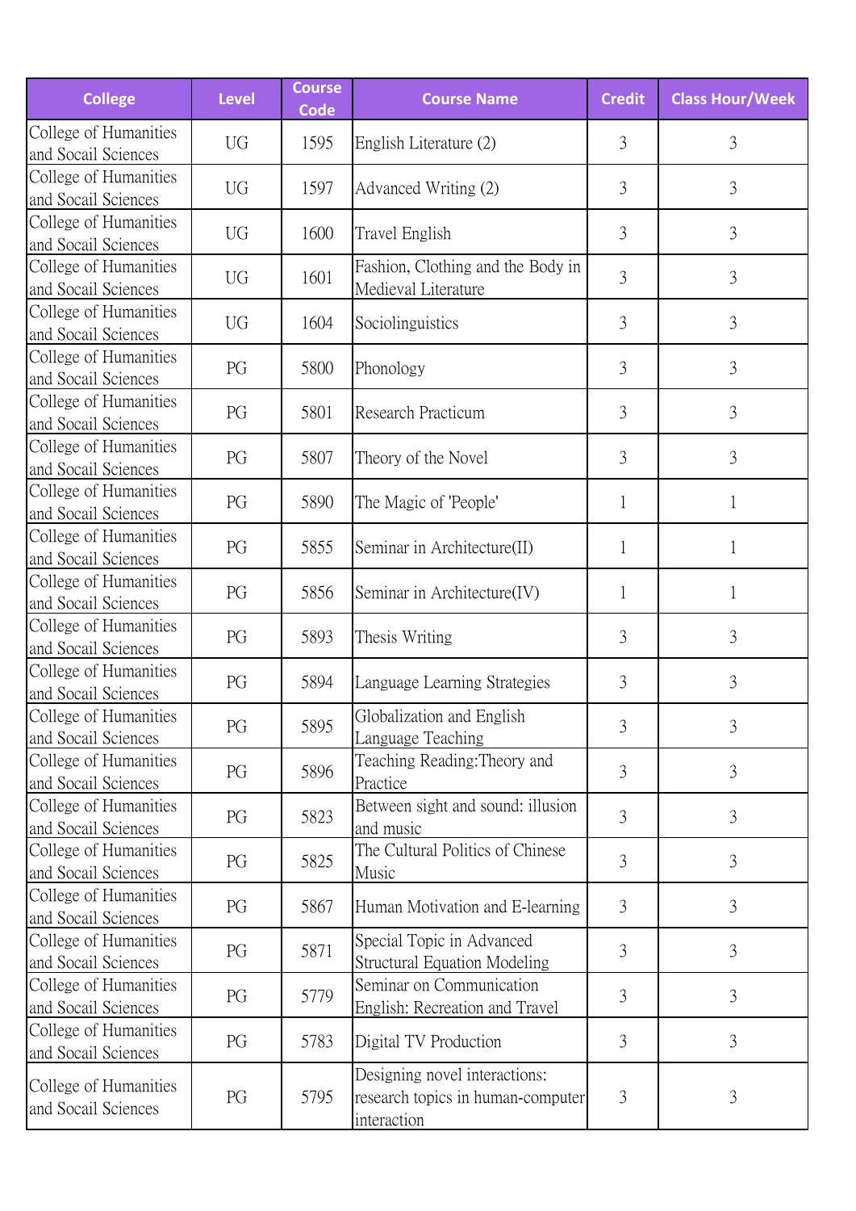| College | Level | Course Code | Course Name | Credit | Class Hour/Week |
|---|---|---|---|---|---|
| College of Humanities and Socail Sciences | UG | 1595 | English Literature (2) | 3 | 3 |
| College of Humanities and Socail Sciences | UG | 1597 | Advanced Writing (2) | 3 | 3 |
| College of Humanities and Socail Sciences | UG | 1600 | Travel English | 3 | 3 |
| College of Humanities and Socail Sciences | UG | 1601 | Fashion, Clothing and the Body in Medieval Literature | 3 | 3 |
| College of Humanities and Socail Sciences | UG | 1604 | Sociolinguistics | 3 | 3 |
| College of Humanities and Socail Sciences | PG | 5800 | Phonology | 3 | 3 |
| College of Humanities and Socail Sciences | PG | 5801 | Research Practicum | 3 | 3 |
| College of Humanities and Socail Sciences | PG | 5807 | Theory of the Novel | 3 | 3 |
| College of Humanities and Socail Sciences | PG | 5890 | The Magic of 'People' | 1 | 1 |
| College of Humanities and Socail Sciences | PG | 5855 | Seminar in Architecture(II) | 1 | 1 |
| College of Humanities and Socail Sciences | PG | 5856 | Seminar in Architecture(IV) | 1 | 1 |
| College of Humanities and Socail Sciences | PG | 5893 | Thesis Writing | 3 | 3 |
| College of Humanities and Socail Sciences | PG | 5894 | Language Learning Strategies | 3 | 3 |
| College of Humanities and Socail Sciences | PG | 5895 | Globalization and English Language Teaching | 3 | 3 |
| College of Humanities and Socail Sciences | PG | 5896 | Teaching Reading:Theory and Practice | 3 | 3 |
| College of Humanities and Socail Sciences | PG | 5823 | Between sight and sound: illusion and music | 3 | 3 |
| College of Humanities and Socail Sciences | PG | 5825 | The Cultural Politics of Chinese Music | 3 | 3 |
| College of Humanities and Socail Sciences | PG | 5867 | Human Motivation and E-learning | 3 | 3 |
| College of Humanities and Socail Sciences | PG | 5871 | Special Topic in Advanced Structural Equation Modeling | 3 | 3 |
| College of Humanities and Socail Sciences | PG | 5779 | Seminar on Communication English: Recreation and Travel | 3 | 3 |
| College of Humanities and Socail Sciences | PG | 5783 | Digital TV Production | 3 | 3 |
| College of Humanities and Socail Sciences | PG | 5795 | Designing novel interactions: research topics in human-computer interaction | 3 | 3 |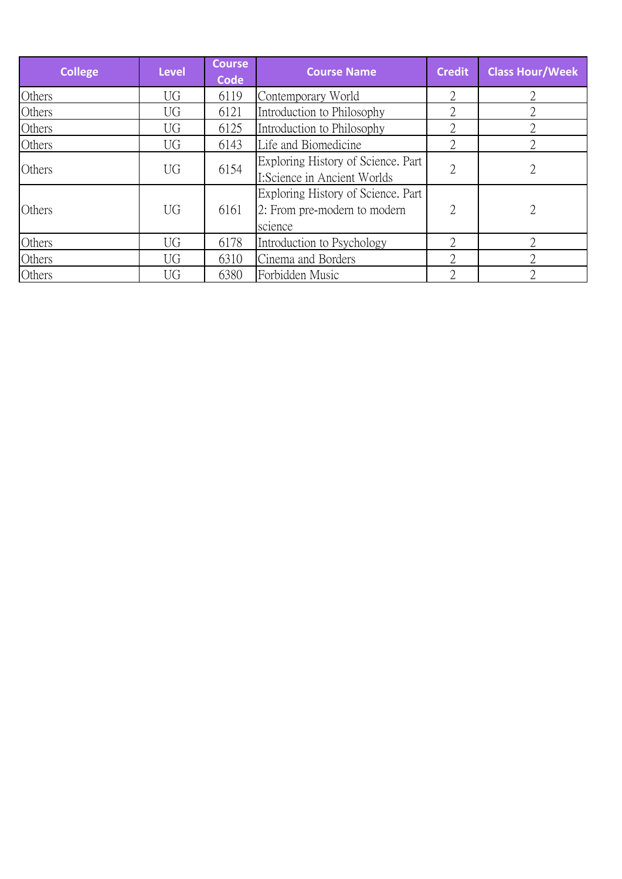| College | Level | Course Code | Course Name | Credit | Class Hour/Week |
|---|---|---|---|---|---|
| Others | UG | 6119 | Contemporary World | 2 | 2 |
| Others | UG | 6121 | Introduction to Philosophy | 2 | 2 |
| Others | UG | 6125 | Introduction to Philosophy | 2 | 2 |
| Others | UG | 6143 | Life and Biomedicine | 2 | 2 |
| Others | UG | 6154 | Exploring History of Science. Part I:Science in Ancient Worlds | 2 | 2 |
| Others | UG | 6161 | Exploring History of Science. Part 2: From pre-modern to modern science | 2 | 2 |
| Others | UG | 6178 | Introduction to Psychology | 2 | 2 |
| Others | UG | 6310 | Cinema and Borders | 2 | 2 |
| Others | UG | 6380 | Forbidden Music | 2 | 2 |